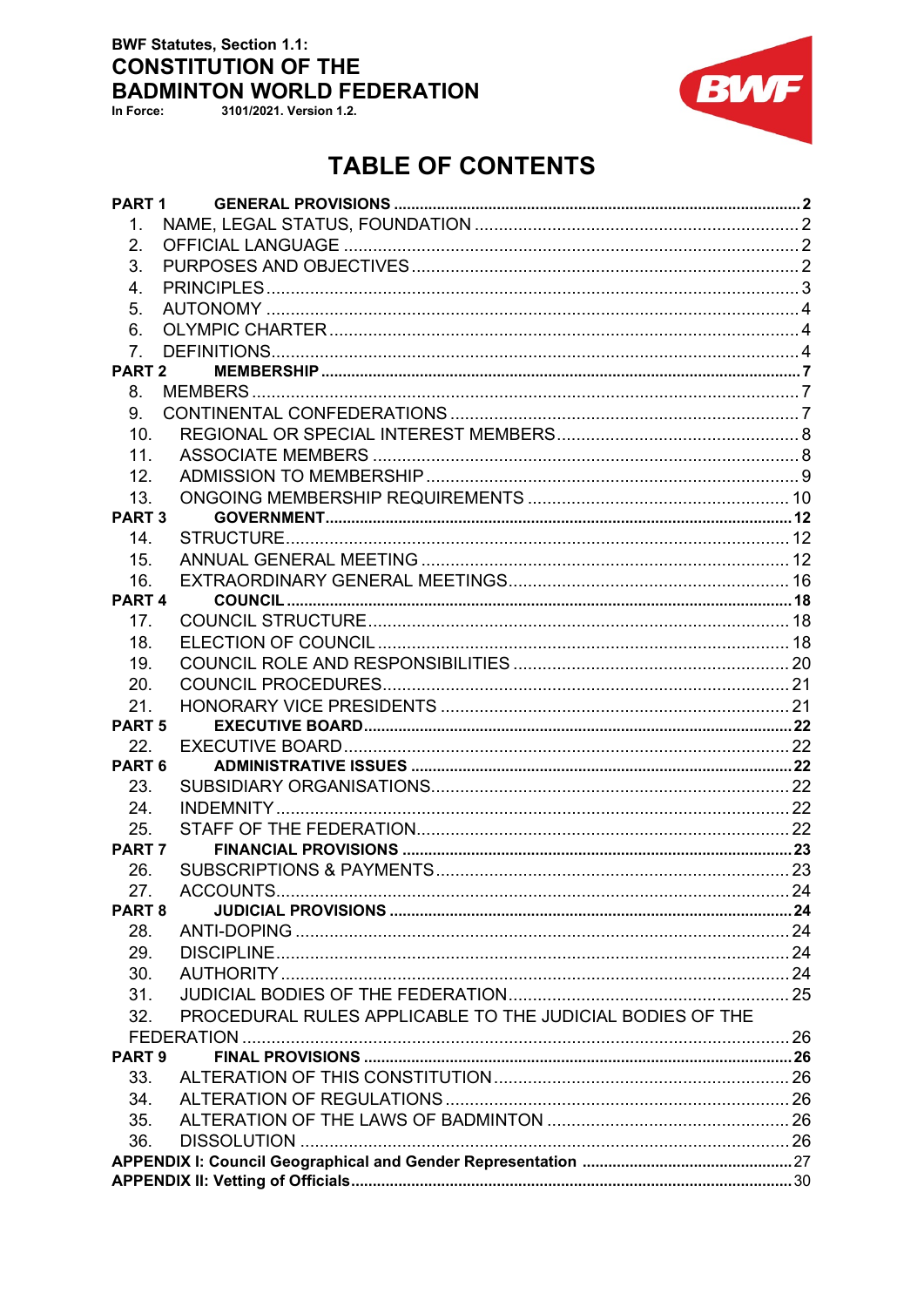**BWF Statutes, Section 1.1:**

# CONSTITUTION OF THE BADMINTON WORLD FEDERATION

**In Force:** 3101/2021. Version 1.2.

## TABLE OF CONTENTS

**PART 1 GENERAL PROVISIONS ..... 2**

1. NAME, LEGAL STATUS, FOUNDATION ..... 2
2. OFFICIAL LANGUAGE ..... 2
3. PURPOSES AND OBJECTIVES ..... 2
4. PRINCIPLES ..... 3
5. AUTONOMY ..... 4
6. OLYMPIC CHARTER ..... 4
7. DEFINITIONS ..... 4

**PART 2 MEMBERSHIP ..... 7**

8. MEMBERS ..... 7
9. CONTINENTAL CONFEDERATIONS ..... 7
10. REGIONAL OR SPECIAL INTEREST MEMBERS ..... 8
11. ASSOCIATE MEMBERS ..... 8
12. ADMISSION TO MEMBERSHIP ..... 9
13. ONGOING MEMBERSHIP REQUIREMENTS ..... 10

**PART 3 GOVERNMENT ..... 12**

14. STRUCTURE ..... 12
15. ANNUAL GENERAL MEETING ..... 12
16. EXTRAORDINARY GENERAL MEETINGS ..... 16

**PART 4 COUNCIL ..... 18**

17. COUNCIL STRUCTURE ..... 18
18. ELECTION OF COUNCIL ..... 18
19. COUNCIL ROLE AND RESPONSIBILITIES ..... 20
20. COUNCIL PROCEDURES ..... 21
21. HONORARY VICE PRESIDENTS ..... 21

**PART 5 EXECUTIVE BOARD ..... 22**

22. EXECUTIVE BOARD ..... 22

**PART 6 ADMINISTRATIVE ISSUES ..... 22**

23. SUBSIDIARY ORGANISATIONS ..... 22
24. INDEMNITY ..... 22
25. STAFF OF THE FEDERATION ..... 22

**PART 7 FINANCIAL PROVISIONS ..... 23**

26. SUBSCRIPTIONS & PAYMENTS ..... 23
27. ACCOUNTS ..... 24

**PART 8 JUDICIAL PROVISIONS ..... 24**

28. ANTI-DOPING ..... 24
29. DISCIPLINE ..... 24
30. AUTHORITY ..... 24
31. JUDICIAL BODIES OF THE FEDERATION ..... 25
32. PROCEDURAL RULES APPLICABLE TO THE JUDICIAL BODIES OF THE FEDERATION ..... 26

**PART 9 FINAL PROVISIONS ..... 26**

33. ALTERATION OF THIS CONSTITUTION ..... 26
34. ALTERATION OF REGULATIONS ..... 26
35. ALTERATION OF THE LAWS OF BADMINTON ..... 26
36. DISSOLUTION ..... 26

**APPENDIX I: Council Geographical and Gender Representation ..... 27**

**APPENDIX II: Vetting of Officials ..... 30**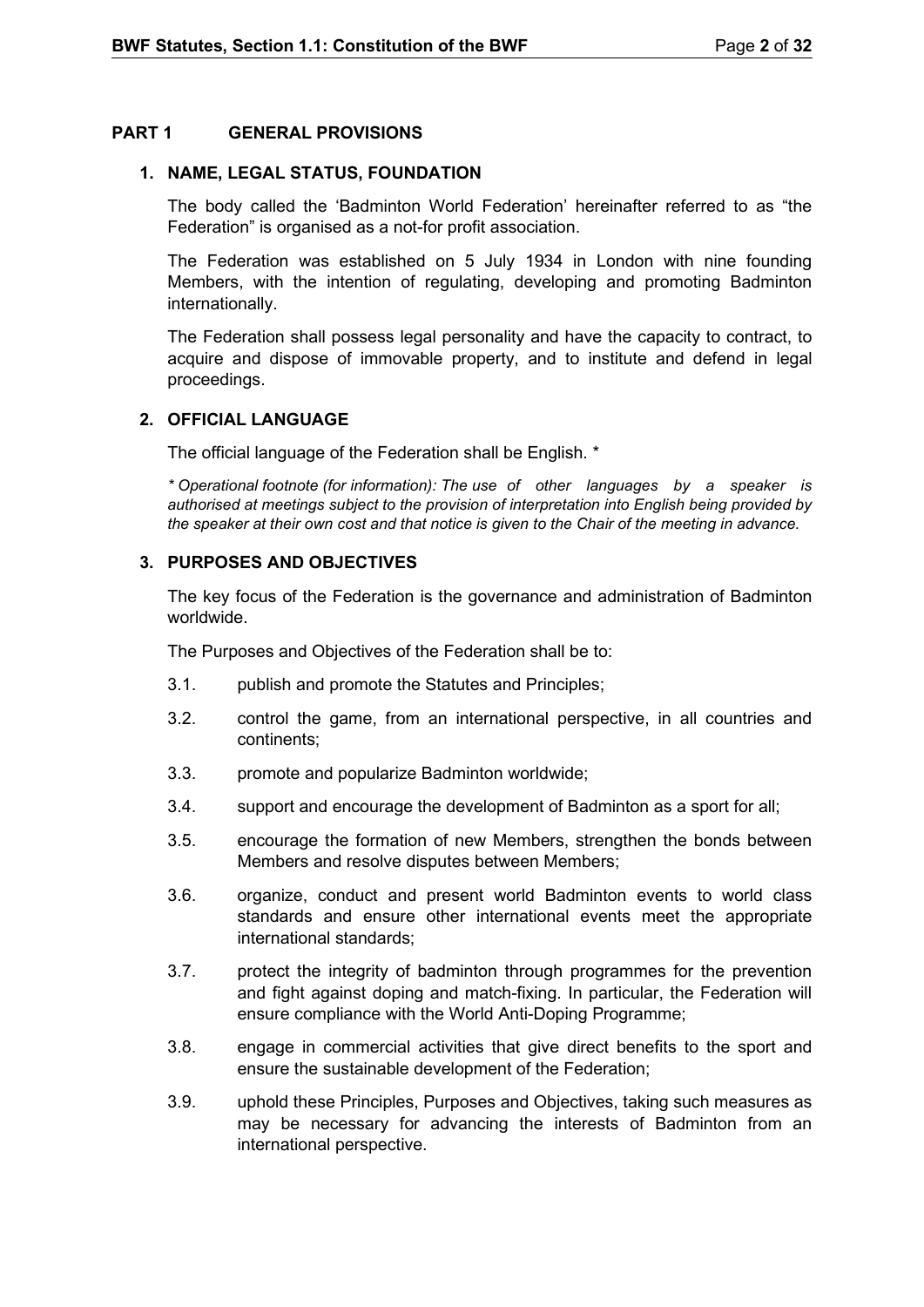## PART 1 GENERAL PROVISIONS

### 1. NAME, LEGAL STATUS, FOUNDATION

The body called the 'Badminton World Federation' hereinafter referred to as "the Federation" is organised as a not-for profit association.

The Federation was established on 5 July 1934 in London with nine founding Members, with the intention of regulating, developing and promoting Badminton internationally.

The Federation shall possess legal personality and have the capacity to contract, to acquire and dispose of immovable property, and to institute and defend in legal proceedings.

### 2. OFFICIAL LANGUAGE

The official language of the Federation shall be English. *

*\* Operational footnote (for information): The use of other languages by a speaker is authorised at meetings subject to the provision of interpretation into English being provided by the speaker at their own cost and that notice is given to the Chair of the meeting in advance.*

### 3. PURPOSES AND OBJECTIVES

The key focus of the Federation is the governance and administration of Badminton worldwide.

The Purposes and Objectives of the Federation shall be to:

3.1. publish and promote the Statutes and Principles;

3.2. control the game, from an international perspective, in all countries and continents;

3.3. promote and popularize Badminton worldwide;

3.4. support and encourage the development of Badminton as a sport for all;

3.5. encourage the formation of new Members, strengthen the bonds between Members and resolve disputes between Members;

3.6. organize, conduct and present world Badminton events to world class standards and ensure other international events meet the appropriate international standards;

3.7. protect the integrity of badminton through programmes for the prevention and fight against doping and match-fixing. In particular, the Federation will ensure compliance with the World Anti-Doping Programme;

3.8. engage in commercial activities that give direct benefits to the sport and ensure the sustainable development of the Federation;

3.9. uphold these Principles, Purposes and Objectives, taking such measures as may be necessary for advancing the interests of Badminton from an international perspective.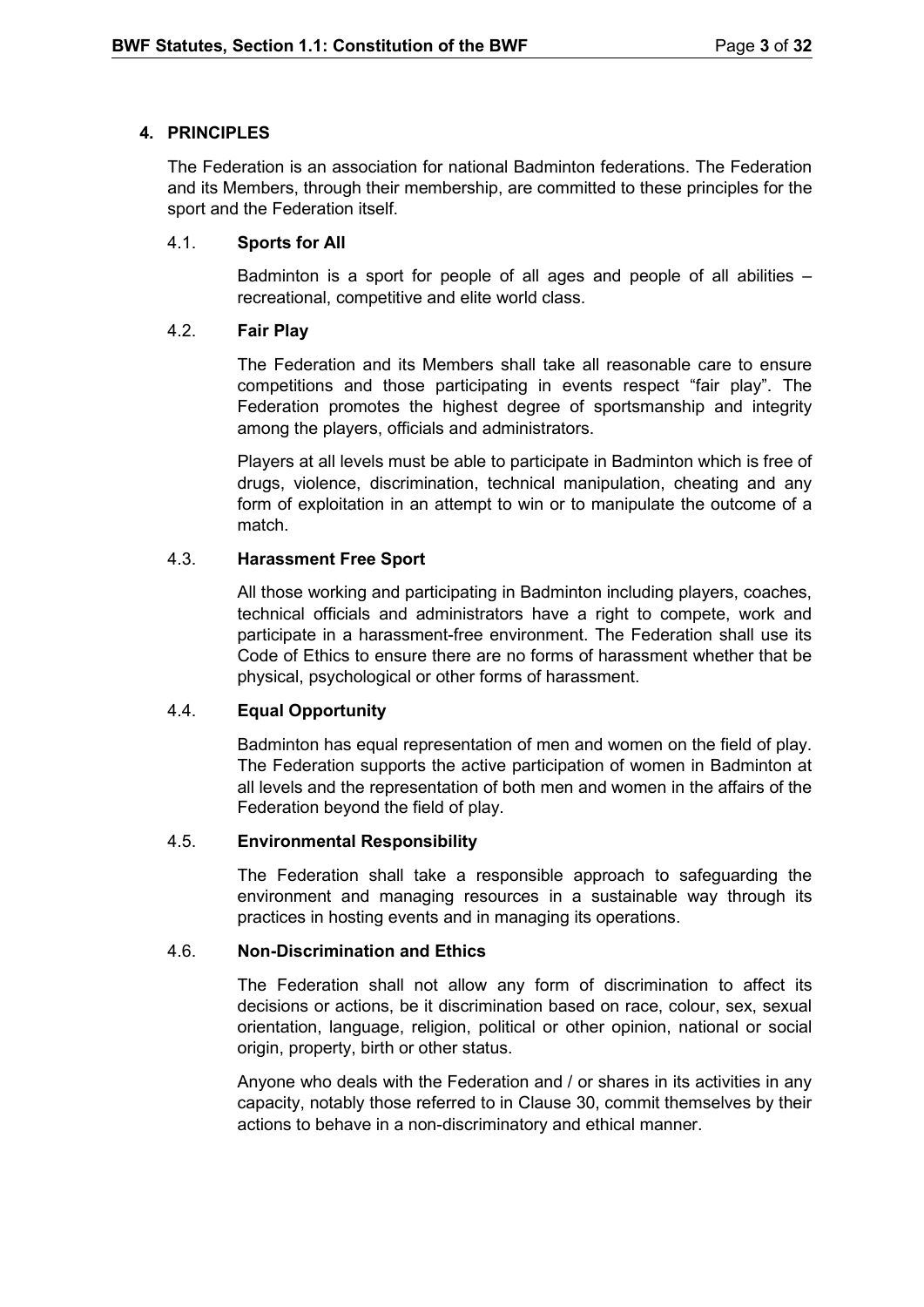## 4. PRINCIPLES

The Federation is an association for national Badminton federations. The Federation and its Members, through their membership, are committed to these principles for the sport and the Federation itself.

### 4.1. Sports for All

Badminton is a sport for people of all ages and people of all abilities – recreational, competitive and elite world class.

### 4.2. Fair Play

The Federation and its Members shall take all reasonable care to ensure competitions and those participating in events respect "fair play". The Federation promotes the highest degree of sportsmanship and integrity among the players, officials and administrators.

Players at all levels must be able to participate in Badminton which is free of drugs, violence, discrimination, technical manipulation, cheating and any form of exploitation in an attempt to win or to manipulate the outcome of a match.

### 4.3. Harassment Free Sport

All those working and participating in Badminton including players, coaches, technical officials and administrators have a right to compete, work and participate in a harassment-free environment. The Federation shall use its Code of Ethics to ensure there are no forms of harassment whether that be physical, psychological or other forms of harassment.

### 4.4. Equal Opportunity

Badminton has equal representation of men and women on the field of play. The Federation supports the active participation of women in Badminton at all levels and the representation of both men and women in the affairs of the Federation beyond the field of play.

### 4.5. Environmental Responsibility

The Federation shall take a responsible approach to safeguarding the environment and managing resources in a sustainable way through its practices in hosting events and in managing its operations.

### 4.6. Non-Discrimination and Ethics

The Federation shall not allow any form of discrimination to affect its decisions or actions, be it discrimination based on race, colour, sex, sexual orientation, language, religion, political or other opinion, national or social origin, property, birth or other status.

Anyone who deals with the Federation and / or shares in its activities in any capacity, notably those referred to in Clause 30, commit themselves by their actions to behave in a non-discriminatory and ethical manner.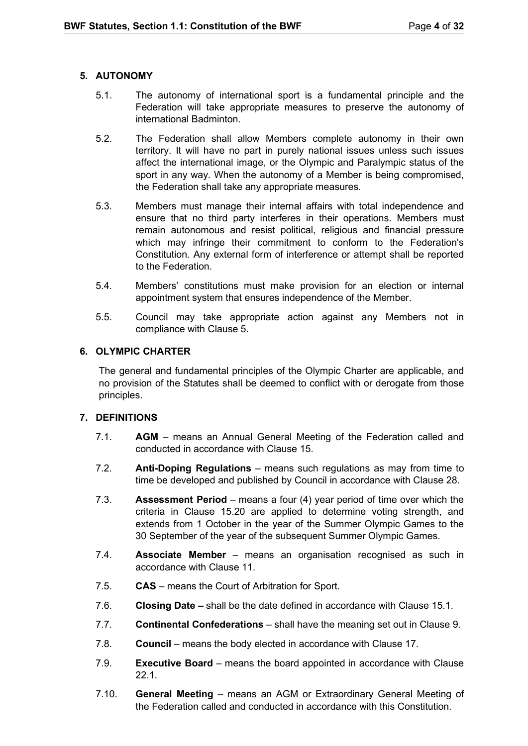## 5. AUTONOMY

5.1. The autonomy of international sport is a fundamental principle and the Federation will take appropriate measures to preserve the autonomy of international Badminton.

5.2. The Federation shall allow Members complete autonomy in their own territory. It will have no part in purely national issues unless such issues affect the international image, or the Olympic and Paralympic status of the sport in any way. When the autonomy of a Member is being compromised, the Federation shall take any appropriate measures.

5.3. Members must manage their internal affairs with total independence and ensure that no third party interferes in their operations. Members must remain autonomous and resist political, religious and financial pressure which may infringe their commitment to conform to the Federation's Constitution. Any external form of interference or attempt shall be reported to the Federation.

5.4. Members' constitutions must make provision for an election or internal appointment system that ensures independence of the Member.

5.5. Council may take appropriate action against any Members not in compliance with Clause 5.

## 6. OLYMPIC CHARTER

The general and fundamental principles of the Olympic Charter are applicable, and no provision of the Statutes shall be deemed to conflict with or derogate from those principles.

## 7. DEFINITIONS

7.1. **AGM** – means an Annual General Meeting of the Federation called and conducted in accordance with Clause 15.

7.2. **Anti-Doping Regulations** – means such regulations as may from time to time be developed and published by Council in accordance with Clause 28.

7.3. **Assessment Period** – means a four (4) year period of time over which the criteria in Clause 15.20 are applied to determine voting strength, and extends from 1 October in the year of the Summer Olympic Games to the 30 September of the year of the subsequent Summer Olympic Games.

7.4. **Associate Member** – means an organisation recognised as such in accordance with Clause 11.

7.5. **CAS** – means the Court of Arbitration for Sport.

7.6. **Closing Date –** shall be the date defined in accordance with Clause 15.1.

7.7. **Continental Confederations** – shall have the meaning set out in Clause 9.

7.8. **Council** – means the body elected in accordance with Clause 17.

7.9. **Executive Board** – means the board appointed in accordance with Clause 22.1.

7.10. **General Meeting** – means an AGM or Extraordinary General Meeting of the Federation called and conducted in accordance with this Constitution.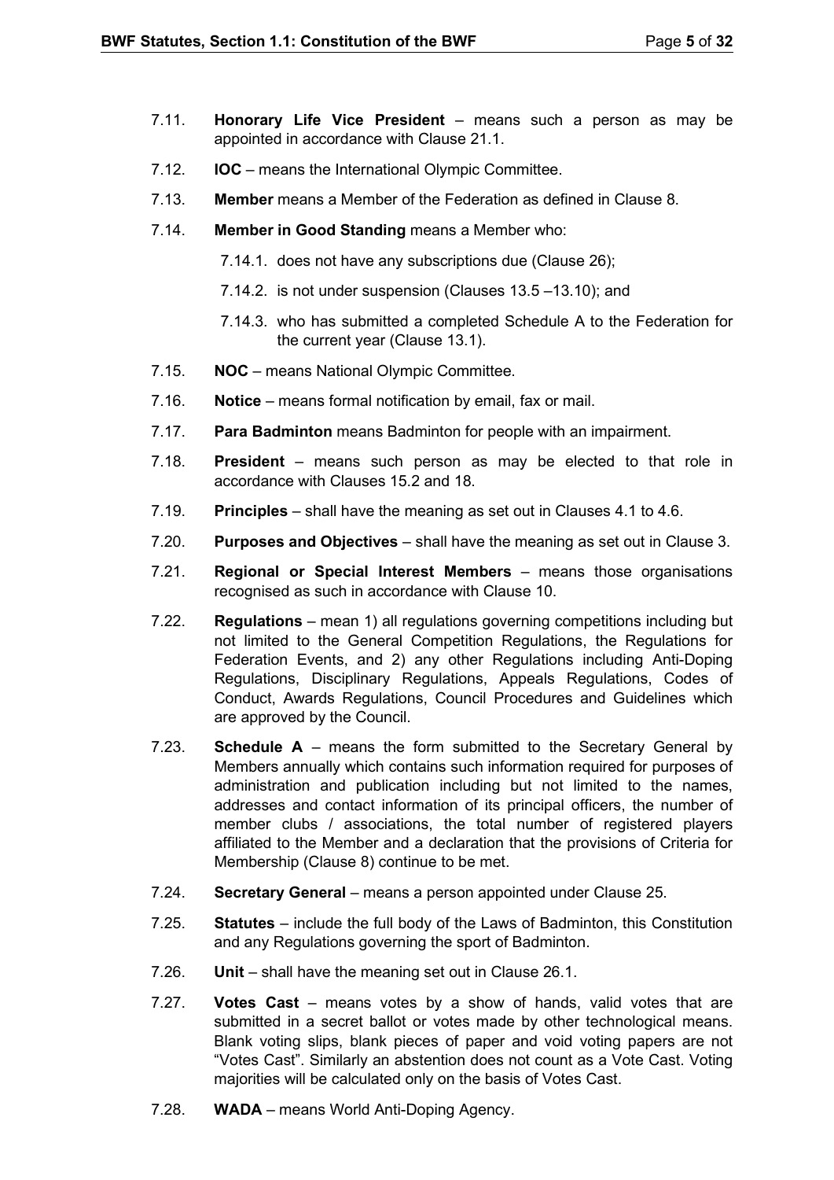7.11. **Honorary Life Vice President** – means such a person as may be appointed in accordance with Clause 21.1.

7.12. **IOC** – means the International Olympic Committee.

7.13. **Member** means a Member of the Federation as defined in Clause 8.

7.14. **Member in Good Standing** means a Member who:

- 7.14.1. does not have any subscriptions due (Clause 26);
- 7.14.2. is not under suspension (Clauses 13.5 –13.10); and
- 7.14.3. who has submitted a completed Schedule A to the Federation for the current year (Clause 13.1).

7.15. **NOC** – means National Olympic Committee.

7.16. **Notice** – means formal notification by email, fax or mail.

7.17. **Para Badminton** means Badminton for people with an impairment.

7.18. **President** – means such person as may be elected to that role in accordance with Clauses 15.2 and 18.

7.19. **Principles** – shall have the meaning as set out in Clauses 4.1 to 4.6.

7.20. **Purposes and Objectives** – shall have the meaning as set out in Clause 3.

7.21. **Regional or Special Interest Members** – means those organisations recognised as such in accordance with Clause 10.

7.22. **Regulations** – mean 1) all regulations governing competitions including but not limited to the General Competition Regulations, the Regulations for Federation Events, and 2) any other Regulations including Anti-Doping Regulations, Disciplinary Regulations, Appeals Regulations, Codes of Conduct, Awards Regulations, Council Procedures and Guidelines which are approved by the Council.

7.23. **Schedule A** – means the form submitted to the Secretary General by Members annually which contains such information required for purposes of administration and publication including but not limited to the names, addresses and contact information of its principal officers, the number of member clubs / associations, the total number of registered players affiliated to the Member and a declaration that the provisions of Criteria for Membership (Clause 8) continue to be met.

7.24. **Secretary General** – means a person appointed under Clause 25.

7.25. **Statutes** – include the full body of the Laws of Badminton, this Constitution and any Regulations governing the sport of Badminton.

7.26. **Unit** – shall have the meaning set out in Clause 26.1.

7.27. **Votes Cast** – means votes by a show of hands, valid votes that are submitted in a secret ballot or votes made by other technological means. Blank voting slips, blank pieces of paper and void voting papers are not "Votes Cast". Similarly an abstention does not count as a Vote Cast. Voting majorities will be calculated only on the basis of Votes Cast.

7.28. **WADA** – means World Anti-Doping Agency.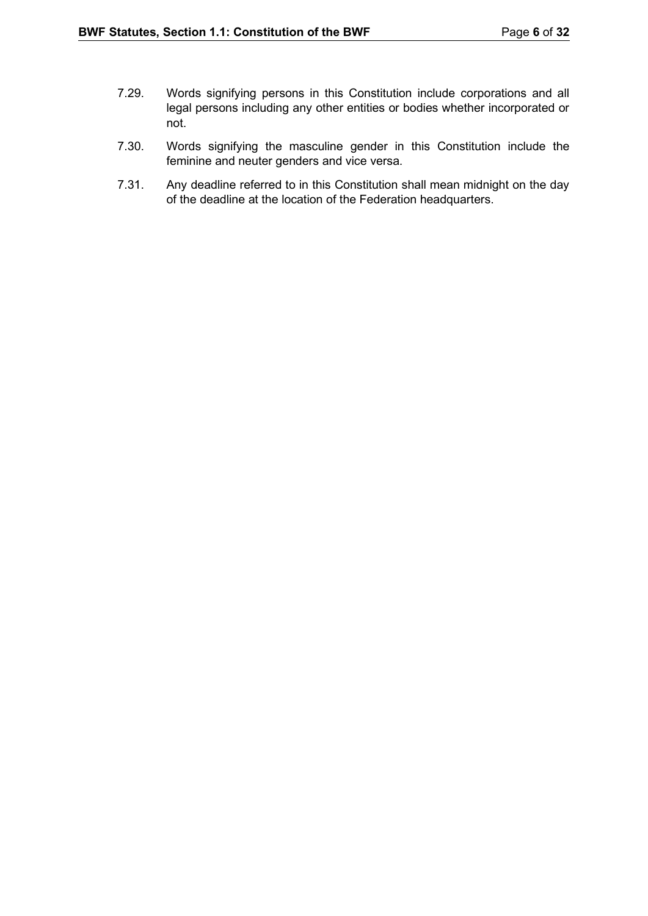7.29. Words signifying persons in this Constitution include corporations and all legal persons including any other entities or bodies whether incorporated or not.

7.30. Words signifying the masculine gender in this Constitution include the feminine and neuter genders and vice versa.

7.31. Any deadline referred to in this Constitution shall mean midnight on the day of the deadline at the location of the Federation headquarters.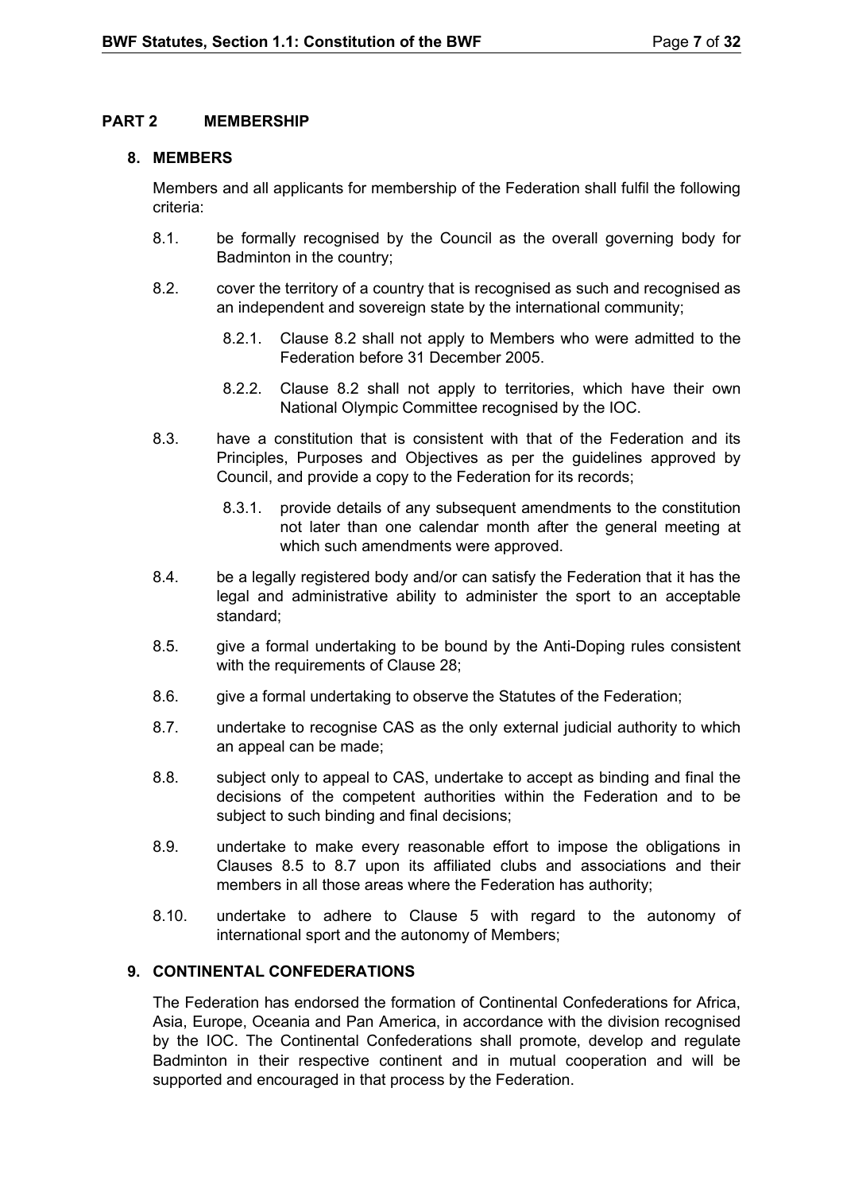## PART 2 MEMBERSHIP

### 8. MEMBERS

Members and all applicants for membership of the Federation shall fulfil the following criteria:

8.1. be formally recognised by the Council as the overall governing body for Badminton in the country;

8.2. cover the territory of a country that is recognised as such and recognised as an independent and sovereign state by the international community;

- 8.2.1. Clause 8.2 shall not apply to Members who were admitted to the Federation before 31 December 2005.
- 8.2.2. Clause 8.2 shall not apply to territories, which have their own National Olympic Committee recognised by the IOC.

8.3. have a constitution that is consistent with that of the Federation and its Principles, Purposes and Objectives as per the guidelines approved by Council, and provide a copy to the Federation for its records;

- 8.3.1. provide details of any subsequent amendments to the constitution not later than one calendar month after the general meeting at which such amendments were approved.

8.4. be a legally registered body and/or can satisfy the Federation that it has the legal and administrative ability to administer the sport to an acceptable standard;

8.5. give a formal undertaking to be bound by the Anti-Doping rules consistent with the requirements of Clause 28;

8.6. give a formal undertaking to observe the Statutes of the Federation;

8.7. undertake to recognise CAS as the only external judicial authority to which an appeal can be made;

8.8. subject only to appeal to CAS, undertake to accept as binding and final the decisions of the competent authorities within the Federation and to be subject to such binding and final decisions;

8.9. undertake to make every reasonable effort to impose the obligations in Clauses 8.5 to 8.7 upon its affiliated clubs and associations and their members in all those areas where the Federation has authority;

8.10. undertake to adhere to Clause 5 with regard to the autonomy of international sport and the autonomy of Members;

### 9. CONTINENTAL CONFEDERATIONS

The Federation has endorsed the formation of Continental Confederations for Africa, Asia, Europe, Oceania and Pan America, in accordance with the division recognised by the IOC. The Continental Confederations shall promote, develop and regulate Badminton in their respective continent and in mutual cooperation and will be supported and encouraged in that process by the Federation.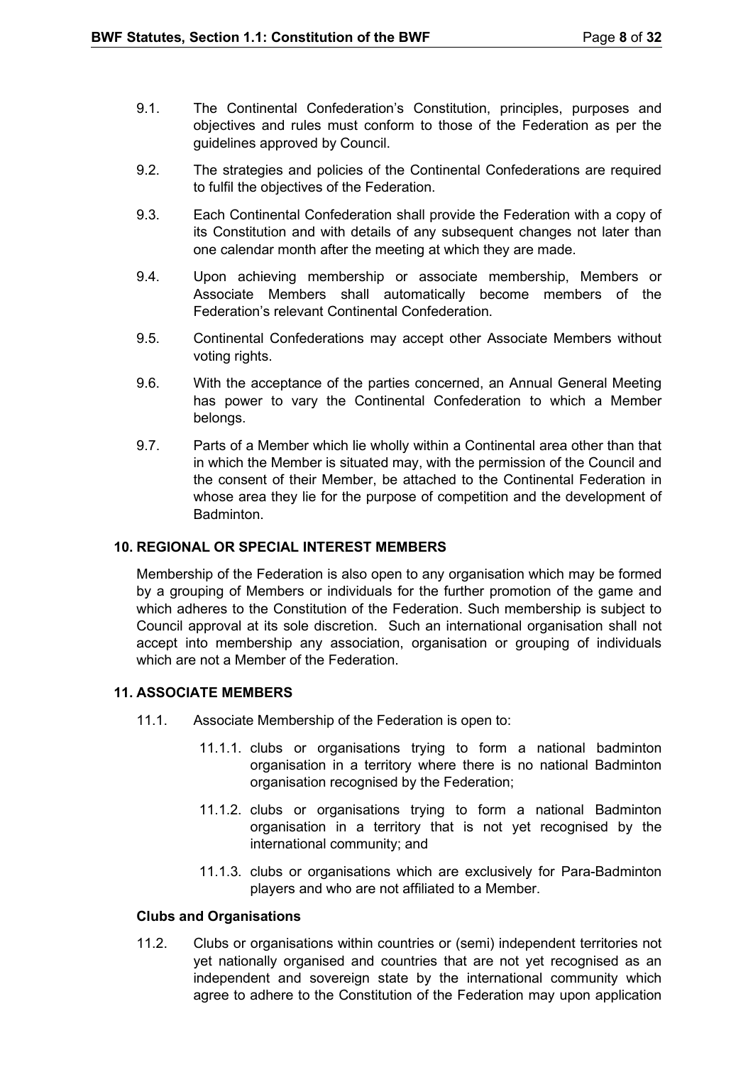9.1. The Continental Confederation's Constitution, principles, purposes and objectives and rules must conform to those of the Federation as per the guidelines approved by Council.

9.2. The strategies and policies of the Continental Confederations are required to fulfil the objectives of the Federation.

9.3. Each Continental Confederation shall provide the Federation with a copy of its Constitution and with details of any subsequent changes not later than one calendar month after the meeting at which they are made.

9.4. Upon achieving membership or associate membership, Members or Associate Members shall automatically become members of the Federation's relevant Continental Confederation.

9.5. Continental Confederations may accept other Associate Members without voting rights.

9.6. With the acceptance of the parties concerned, an Annual General Meeting has power to vary the Continental Confederation to which a Member belongs.

9.7. Parts of a Member which lie wholly within a Continental area other than that in which the Member is situated may, with the permission of the Council and the consent of their Member, be attached to the Continental Federation in whose area they lie for the purpose of competition and the development of Badminton.

### 10. REGIONAL OR SPECIAL INTEREST MEMBERS

Membership of the Federation is also open to any organisation which may be formed by a grouping of Members or individuals for the further promotion of the game and which adheres to the Constitution of the Federation. Such membership is subject to Council approval at its sole discretion. Such an international organisation shall not accept into membership any association, organisation or grouping of individuals which are not a Member of the Federation.

### 11. ASSOCIATE MEMBERS

11.1. Associate Membership of the Federation is open to:

11.1.1. clubs or organisations trying to form a national badminton organisation in a territory where there is no national Badminton organisation recognised by the Federation;

11.1.2. clubs or organisations trying to form a national Badminton organisation in a territory that is not yet recognised by the international community; and

11.1.3. clubs or organisations which are exclusively for Para-Badminton players and who are not affiliated to a Member.

**Clubs and Organisations**

11.2. Clubs or organisations within countries or (semi) independent territories not yet nationally organised and countries that are not yet recognised as an independent and sovereign state by the international community which agree to adhere to the Constitution of the Federation may upon application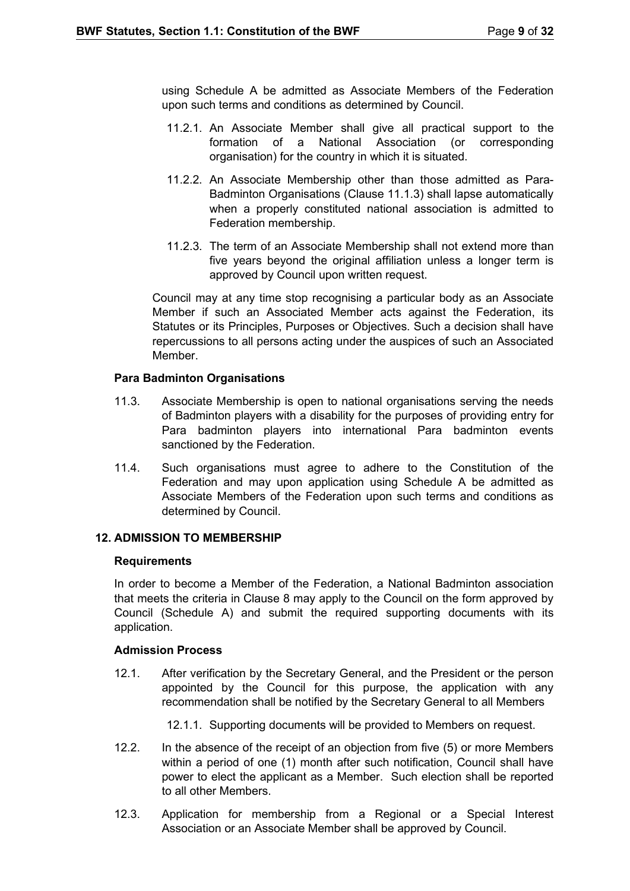using Schedule A be admitted as Associate Members of the Federation upon such terms and conditions as determined by Council.

11.2.1. An Associate Member shall give all practical support to the formation of a National Association (or corresponding organisation) for the country in which it is situated.

11.2.2. An Associate Membership other than those admitted as Para-Badminton Organisations (Clause 11.1.3) shall lapse automatically when a properly constituted national association is admitted to Federation membership.

11.2.3. The term of an Associate Membership shall not extend more than five years beyond the original affiliation unless a longer term is approved by Council upon written request.

Council may at any time stop recognising a particular body as an Associate Member if such an Associated Member acts against the Federation, its Statutes or its Principles, Purposes or Objectives. Such a decision shall have repercussions to all persons acting under the auspices of such an Associated Member.

**Para Badminton Organisations**

11.3. Associate Membership is open to national organisations serving the needs of Badminton players with a disability for the purposes of providing entry for Para badminton players into international Para badminton events sanctioned by the Federation.

11.4. Such organisations must agree to adhere to the Constitution of the Federation and may upon application using Schedule A be admitted as Associate Members of the Federation upon such terms and conditions as determined by Council.

## 12. ADMISSION TO MEMBERSHIP

**Requirements**

In order to become a Member of the Federation, a National Badminton association that meets the criteria in Clause 8 may apply to the Council on the form approved by Council (Schedule A) and submit the required supporting documents with its application.

**Admission Process**

12.1. After verification by the Secretary General, and the President or the person appointed by the Council for this purpose, the application with any recommendation shall be notified by the Secretary General to all Members

12.1.1. Supporting documents will be provided to Members on request.

12.2. In the absence of the receipt of an objection from five (5) or more Members within a period of one (1) month after such notification, Council shall have power to elect the applicant as a Member. Such election shall be reported to all other Members.

12.3. Application for membership from a Regional or a Special Interest Association or an Associate Member shall be approved by Council.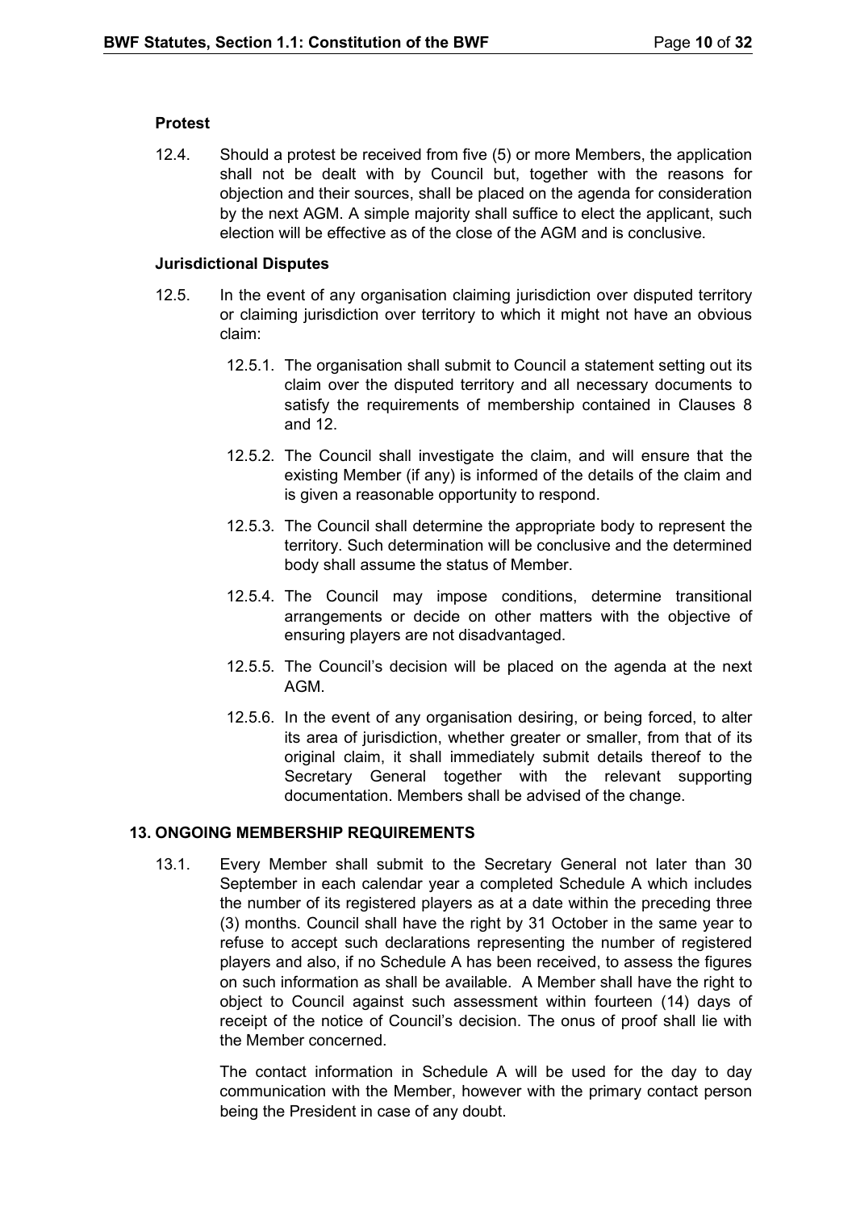**Protest**

12.4. Should a protest be received from five (5) or more Members, the application shall not be dealt with by Council but, together with the reasons for objection and their sources, shall be placed on the agenda for consideration by the next AGM. A simple majority shall suffice to elect the applicant, such election will be effective as of the close of the AGM and is conclusive.

**Jurisdictional Disputes**

12.5. In the event of any organisation claiming jurisdiction over disputed territory or claiming jurisdiction over territory to which it might not have an obvious claim:

12.5.1. The organisation shall submit to Council a statement setting out its claim over the disputed territory and all necessary documents to satisfy the requirements of membership contained in Clauses 8 and 12.

12.5.2. The Council shall investigate the claim, and will ensure that the existing Member (if any) is informed of the details of the claim and is given a reasonable opportunity to respond.

12.5.3. The Council shall determine the appropriate body to represent the territory. Such determination will be conclusive and the determined body shall assume the status of Member.

12.5.4. The Council may impose conditions, determine transitional arrangements or decide on other matters with the objective of ensuring players are not disadvantaged.

12.5.5. The Council's decision will be placed on the agenda at the next AGM.

12.5.6. In the event of any organisation desiring, or being forced, to alter its area of jurisdiction, whether greater or smaller, from that of its original claim, it shall immediately submit details thereof to the Secretary General together with the relevant supporting documentation. Members shall be advised of the change.

## 13. ONGOING MEMBERSHIP REQUIREMENTS

13.1. Every Member shall submit to the Secretary General not later than 30 September in each calendar year a completed Schedule A which includes the number of its registered players as at a date within the preceding three (3) months. Council shall have the right by 31 October in the same year to refuse to accept such declarations representing the number of registered players and also, if no Schedule A has been received, to assess the figures on such information as shall be available. A Member shall have the right to object to Council against such assessment within fourteen (14) days of receipt of the notice of Council's decision. The onus of proof shall lie with the Member concerned.

The contact information in Schedule A will be used for the day to day communication with the Member, however with the primary contact person being the President in case of any doubt.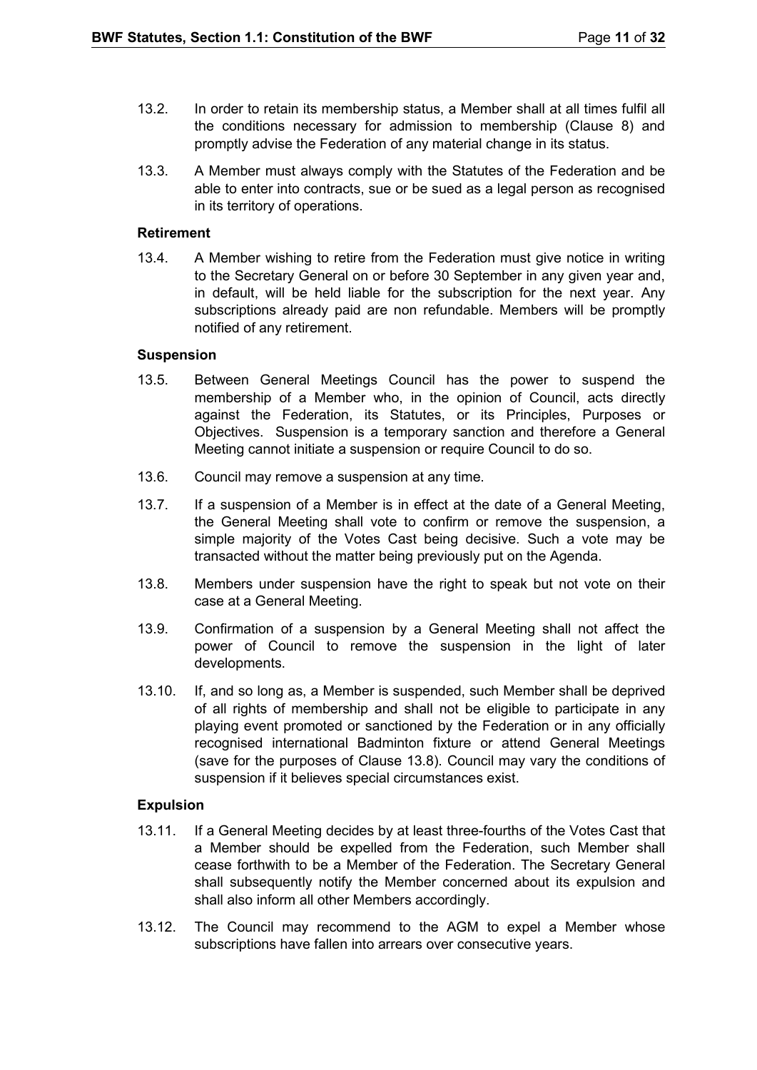13.2. In order to retain its membership status, a Member shall at all times fulfil all the conditions necessary for admission to membership (Clause 8) and promptly advise the Federation of any material change in its status.

13.3. A Member must always comply with the Statutes of the Federation and be able to enter into contracts, sue or be sued as a legal person as recognised in its territory of operations.

**Retirement**

13.4. A Member wishing to retire from the Federation must give notice in writing to the Secretary General on or before 30 September in any given year and, in default, will be held liable for the subscription for the next year. Any subscriptions already paid are non refundable. Members will be promptly notified of any retirement.

**Suspension**

13.5. Between General Meetings Council has the power to suspend the membership of a Member who, in the opinion of Council, acts directly against the Federation, its Statutes, or its Principles, Purposes or Objectives. Suspension is a temporary sanction and therefore a General Meeting cannot initiate a suspension or require Council to do so.

13.6. Council may remove a suspension at any time.

13.7. If a suspension of a Member is in effect at the date of a General Meeting, the General Meeting shall vote to confirm or remove the suspension, a simple majority of the Votes Cast being decisive. Such a vote may be transacted without the matter being previously put on the Agenda.

13.8. Members under suspension have the right to speak but not vote on their case at a General Meeting.

13.9. Confirmation of a suspension by a General Meeting shall not affect the power of Council to remove the suspension in the light of later developments.

13.10. If, and so long as, a Member is suspended, such Member shall be deprived of all rights of membership and shall not be eligible to participate in any playing event promoted or sanctioned by the Federation or in any officially recognised international Badminton fixture or attend General Meetings (save for the purposes of Clause 13.8). Council may vary the conditions of suspension if it believes special circumstances exist.

**Expulsion**

13.11. If a General Meeting decides by at least three-fourths of the Votes Cast that a Member should be expelled from the Federation, such Member shall cease forthwith to be a Member of the Federation. The Secretary General shall subsequently notify the Member concerned about its expulsion and shall also inform all other Members accordingly.

13.12. The Council may recommend to the AGM to expel a Member whose subscriptions have fallen into arrears over consecutive years.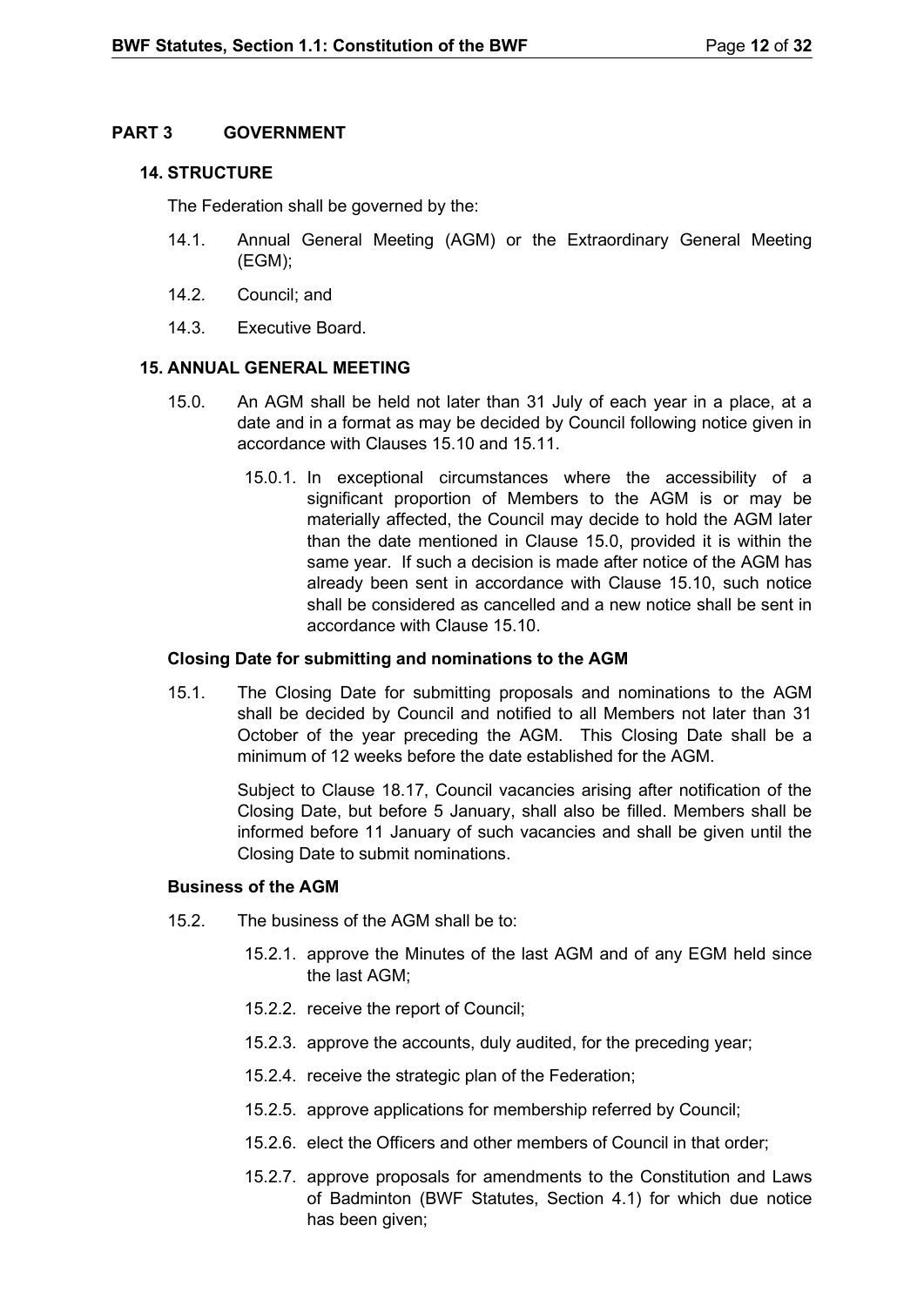## PART 3 GOVERNMENT

### 14. STRUCTURE

The Federation shall be governed by the:

14.1. Annual General Meeting (AGM) or the Extraordinary General Meeting (EGM);

14.2. Council; and

14.3. Executive Board.

### 15. ANNUAL GENERAL MEETING

15.0. An AGM shall be held not later than 31 July of each year in a place, at a date and in a format as may be decided by Council following notice given in accordance with Clauses 15.10 and 15.11.

15.0.1. In exceptional circumstances where the accessibility of a significant proportion of Members to the AGM is or may be materially affected, the Council may decide to hold the AGM later than the date mentioned in Clause 15.0, provided it is within the same year. If such a decision is made after notice of the AGM has already been sent in accordance with Clause 15.10, such notice shall be considered as cancelled and a new notice shall be sent in accordance with Clause 15.10.

**Closing Date for submitting and nominations to the AGM**

15.1. The Closing Date for submitting proposals and nominations to the AGM shall be decided by Council and notified to all Members not later than 31 October of the year preceding the AGM. This Closing Date shall be a minimum of 12 weeks before the date established for the AGM.

Subject to Clause 18.17, Council vacancies arising after notification of the Closing Date, but before 5 January, shall also be filled. Members shall be informed before 11 January of such vacancies and shall be given until the Closing Date to submit nominations.

**Business of the AGM**

15.2. The business of the AGM shall be to:

15.2.1. approve the Minutes of the last AGM and of any EGM held since the last AGM;

15.2.2. receive the report of Council;

15.2.3. approve the accounts, duly audited, for the preceding year;

15.2.4. receive the strategic plan of the Federation;

15.2.5. approve applications for membership referred by Council;

15.2.6. elect the Officers and other members of Council in that order;

15.2.7. approve proposals for amendments to the Constitution and Laws of Badminton (BWF Statutes, Section 4.1) for which due notice has been given;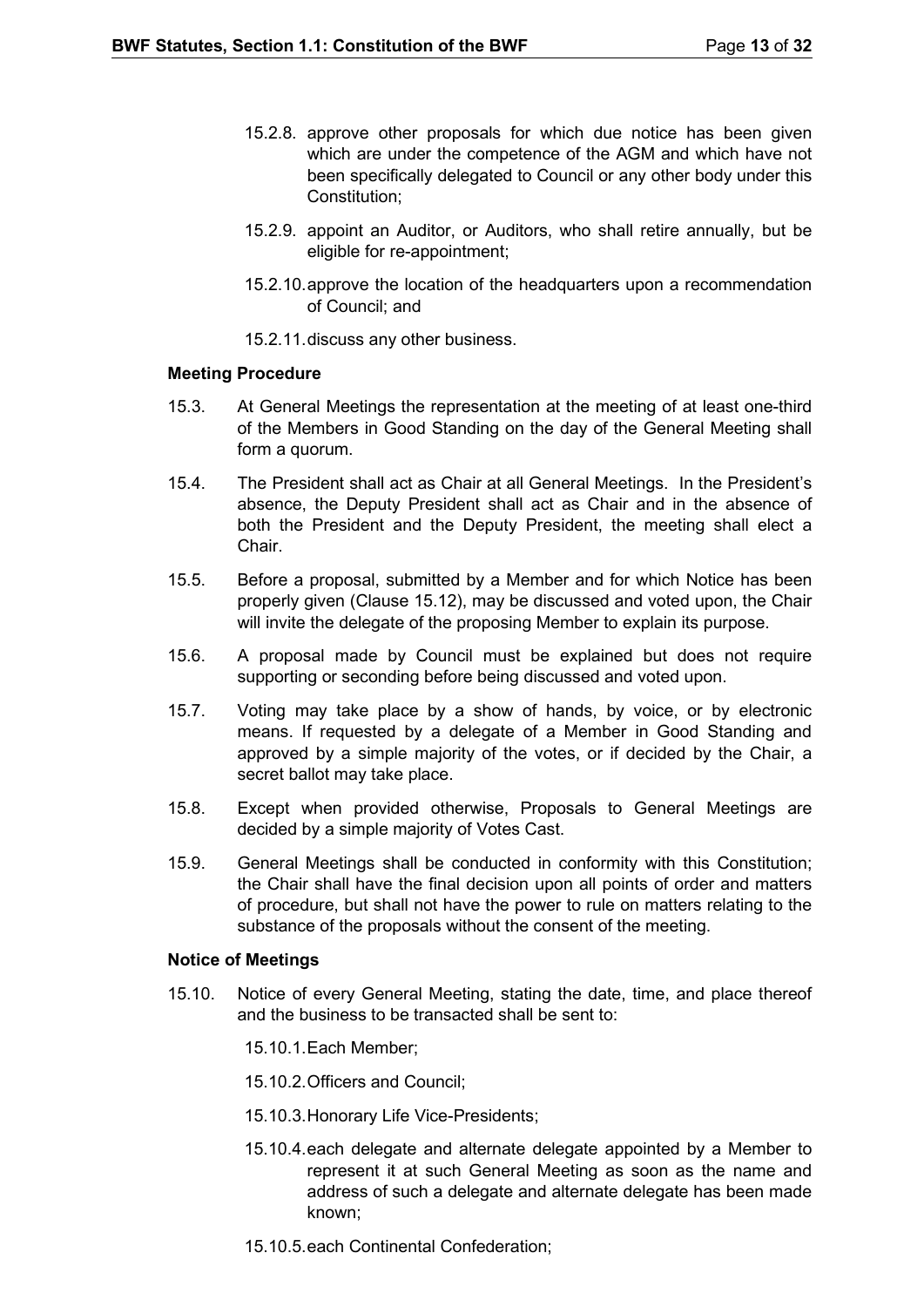15.2.8. approve other proposals for which due notice has been given which are under the competence of the AGM and which have not been specifically delegated to Council or any other body under this Constitution;

15.2.9. appoint an Auditor, or Auditors, who shall retire annually, but be eligible for re-appointment;

15.2.10. approve the location of the headquarters upon a recommendation of Council; and

15.2.11. discuss any other business.

**Meeting Procedure**

15.3. At General Meetings the representation at the meeting of at least one-third of the Members in Good Standing on the day of the General Meeting shall form a quorum.

15.4. The President shall act as Chair at all General Meetings. In the President's absence, the Deputy President shall act as Chair and in the absence of both the President and the Deputy President, the meeting shall elect a Chair.

15.5. Before a proposal, submitted by a Member and for which Notice has been properly given (Clause 15.12), may be discussed and voted upon, the Chair will invite the delegate of the proposing Member to explain its purpose.

15.6. A proposal made by Council must be explained but does not require supporting or seconding before being discussed and voted upon.

15.7. Voting may take place by a show of hands, by voice, or by electronic means. If requested by a delegate of a Member in Good Standing and approved by a simple majority of the votes, or if decided by the Chair, a secret ballot may take place.

15.8. Except when provided otherwise, Proposals to General Meetings are decided by a simple majority of Votes Cast.

15.9. General Meetings shall be conducted in conformity with this Constitution; the Chair shall have the final decision upon all points of order and matters of procedure, but shall not have the power to rule on matters relating to the substance of the proposals without the consent of the meeting.

**Notice of Meetings**

15.10. Notice of every General Meeting, stating the date, time, and place thereof and the business to be transacted shall be sent to:

15.10.1. Each Member;

15.10.2. Officers and Council;

15.10.3. Honorary Life Vice-Presidents;

15.10.4. each delegate and alternate delegate appointed by a Member to represent it at such General Meeting as soon as the name and address of such a delegate and alternate delegate has been made known;

15.10.5. each Continental Confederation;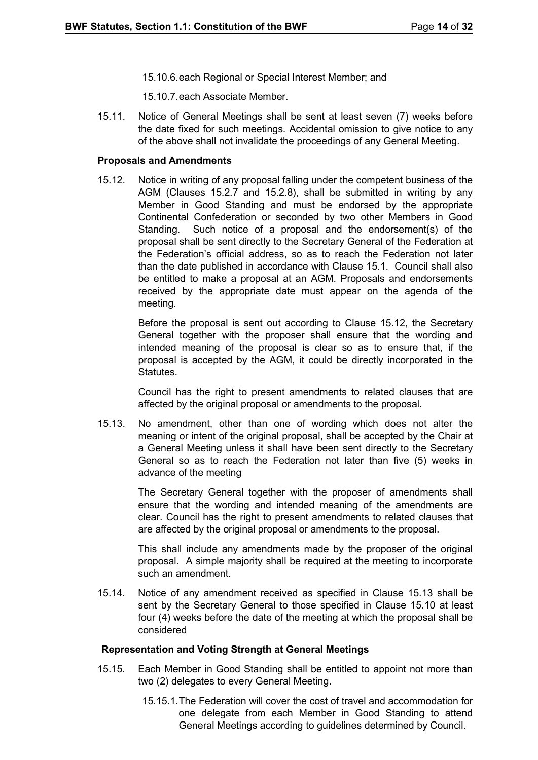15.10.6. each Regional or Special Interest Member; and

15.10.7. each Associate Member.

15.11. Notice of General Meetings shall be sent at least seven (7) weeks before the date fixed for such meetings. Accidental omission to give notice to any of the above shall not invalidate the proceedings of any General Meeting.

**Proposals and Amendments**

15.12. Notice in writing of any proposal falling under the competent business of the AGM (Clauses 15.2.7 and 15.2.8), shall be submitted in writing by any Member in Good Standing and must be endorsed by the appropriate Continental Confederation or seconded by two other Members in Good Standing. Such notice of a proposal and the endorsement(s) of the proposal shall be sent directly to the Secretary General of the Federation at the Federation's official address, so as to reach the Federation not later than the date published in accordance with Clause 15.1. Council shall also be entitled to make a proposal at an AGM. Proposals and endorsements received by the appropriate date must appear on the agenda of the meeting.

Before the proposal is sent out according to Clause 15.12, the Secretary General together with the proposer shall ensure that the wording and intended meaning of the proposal is clear so as to ensure that, if the proposal is accepted by the AGM, it could be directly incorporated in the Statutes.

Council has the right to present amendments to related clauses that are affected by the original proposal or amendments to the proposal.

15.13. No amendment, other than one of wording which does not alter the meaning or intent of the original proposal, shall be accepted by the Chair at a General Meeting unless it shall have been sent directly to the Secretary General so as to reach the Federation not later than five (5) weeks in advance of the meeting

The Secretary General together with the proposer of amendments shall ensure that the wording and intended meaning of the amendments are clear. Council has the right to present amendments to related clauses that are affected by the original proposal or amendments to the proposal.

This shall include any amendments made by the proposer of the original proposal. A simple majority shall be required at the meeting to incorporate such an amendment.

15.14. Notice of any amendment received as specified in Clause 15.13 shall be sent by the Secretary General to those specified in Clause 15.10 at least four (4) weeks before the date of the meeting at which the proposal shall be considered

**Representation and Voting Strength at General Meetings**

15.15. Each Member in Good Standing shall be entitled to appoint not more than two (2) delegates to every General Meeting.

15.15.1. The Federation will cover the cost of travel and accommodation for one delegate from each Member in Good Standing to attend General Meetings according to guidelines determined by Council.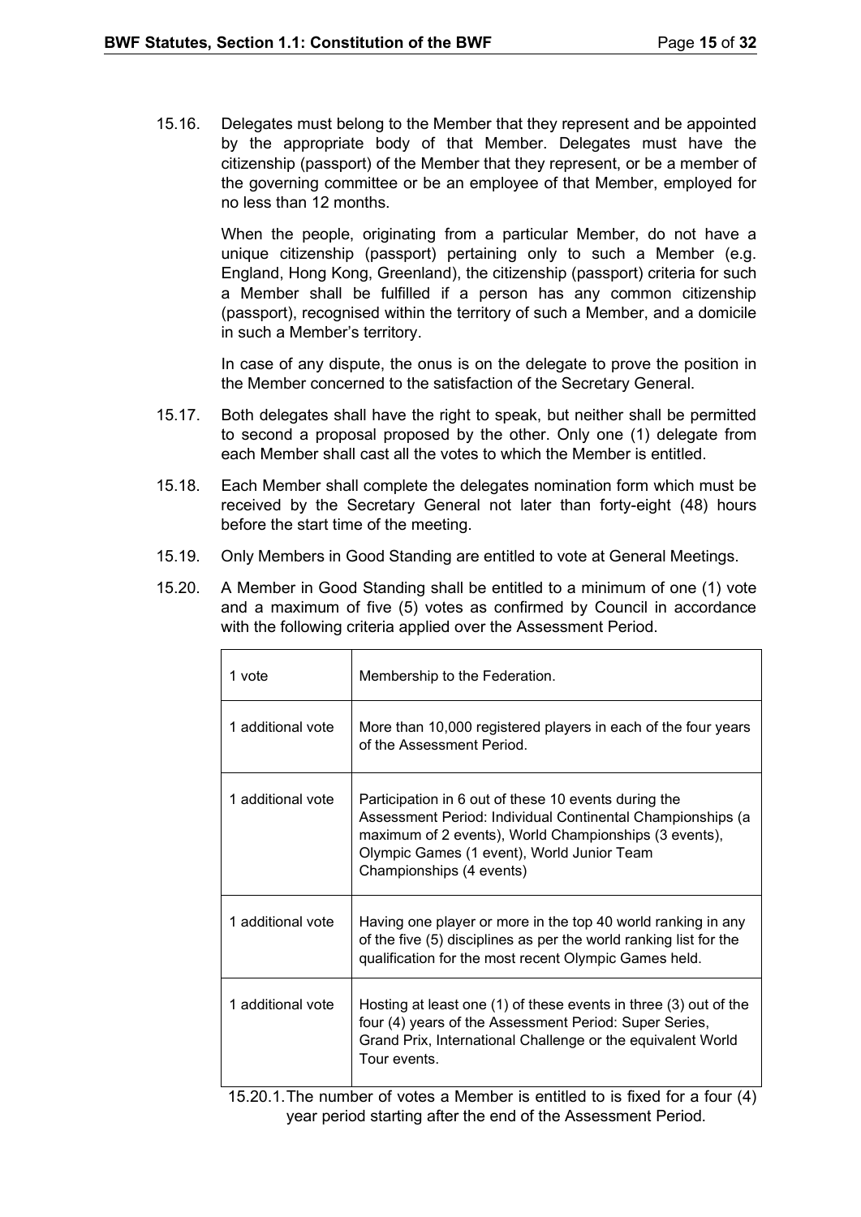15.16. Delegates must belong to the Member that they represent and be appointed by the appropriate body of that Member. Delegates must have the citizenship (passport) of the Member that they represent, or be a member of the governing committee or be an employee of that Member, employed for no less than 12 months.

When the people, originating from a particular Member, do not have a unique citizenship (passport) pertaining only to such a Member (e.g. England, Hong Kong, Greenland), the citizenship (passport) criteria for such a Member shall be fulfilled if a person has any common citizenship (passport), recognised within the territory of such a Member, and a domicile in such a Member's territory.

In case of any dispute, the onus is on the delegate to prove the position in the Member concerned to the satisfaction of the Secretary General.

15.17. Both delegates shall have the right to speak, but neither shall be permitted to second a proposal proposed by the other. Only one (1) delegate from each Member shall cast all the votes to which the Member is entitled.

15.18. Each Member shall complete the delegates nomination form which must be received by the Secretary General not later than forty-eight (48) hours before the start time of the meeting.

15.19. Only Members in Good Standing are entitled to vote at General Meetings.

15.20. A Member in Good Standing shall be entitled to a minimum of one (1) vote and a maximum of five (5) votes as confirmed by Council in accordance with the following criteria applied over the Assessment Period.

| | |
|---|---|
| 1 vote | Membership to the Federation. |
| 1 additional vote | More than 10,000 registered players in each of the four years of the Assessment Period. |
| 1 additional vote | Participation in 6 out of these 10 events during the Assessment Period: Individual Continental Championships (a maximum of 2 events), World Championships (3 events), Olympic Games (1 event), World Junior Team Championships (4 events) |
| 1 additional vote | Having one player or more in the top 40 world ranking in any of the five (5) disciplines as per the world ranking list for the qualification for the most recent Olympic Games held. |
| 1 additional vote | Hosting at least one (1) of these events in three (3) out of the four (4) years of the Assessment Period: Super Series, Grand Prix, International Challenge or the equivalent World Tour events. |

15.20.1. The number of votes a Member is entitled to is fixed for a four (4) year period starting after the end of the Assessment Period.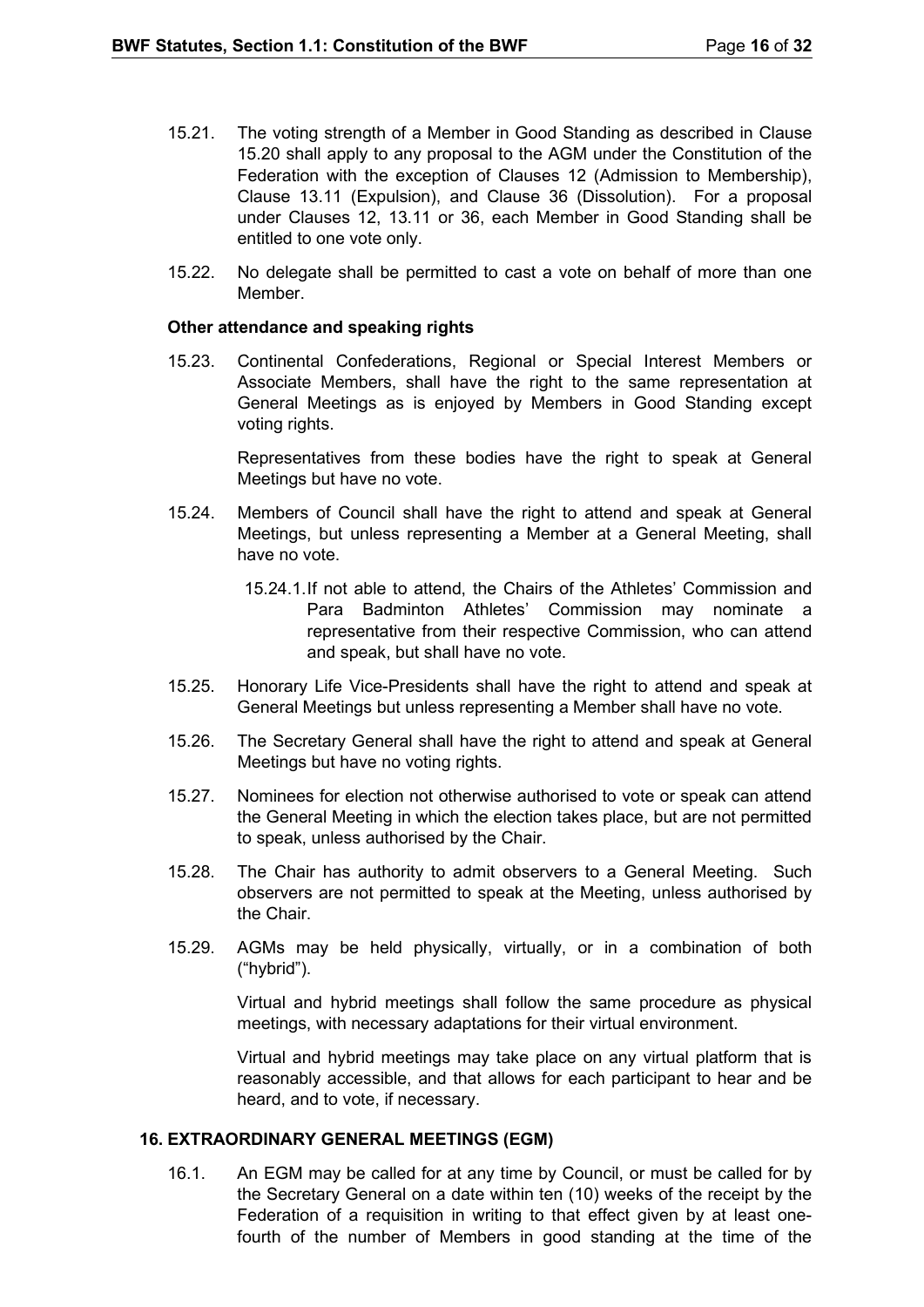15.21. The voting strength of a Member in Good Standing as described in Clause 15.20 shall apply to any proposal to the AGM under the Constitution of the Federation with the exception of Clauses 12 (Admission to Membership), Clause 13.11 (Expulsion), and Clause 36 (Dissolution). For a proposal under Clauses 12, 13.11 or 36, each Member in Good Standing shall be entitled to one vote only.

15.22. No delegate shall be permitted to cast a vote on behalf of more than one Member.

**Other attendance and speaking rights**

15.23. Continental Confederations, Regional or Special Interest Members or Associate Members, shall have the right to the same representation at General Meetings as is enjoyed by Members in Good Standing except voting rights.

Representatives from these bodies have the right to speak at General Meetings but have no vote.

15.24. Members of Council shall have the right to attend and speak at General Meetings, but unless representing a Member at a General Meeting, shall have no vote.

15.24.1. If not able to attend, the Chairs of the Athletes' Commission and Para Badminton Athletes' Commission may nominate a representative from their respective Commission, who can attend and speak, but shall have no vote.

15.25. Honorary Life Vice-Presidents shall have the right to attend and speak at General Meetings but unless representing a Member shall have no vote.

15.26. The Secretary General shall have the right to attend and speak at General Meetings but have no voting rights.

15.27. Nominees for election not otherwise authorised to vote or speak can attend the General Meeting in which the election takes place, but are not permitted to speak, unless authorised by the Chair.

15.28. The Chair has authority to admit observers to a General Meeting. Such observers are not permitted to speak at the Meeting, unless authorised by the Chair.

15.29. AGMs may be held physically, virtually, or in a combination of both ("hybrid").

Virtual and hybrid meetings shall follow the same procedure as physical meetings, with necessary adaptations for their virtual environment.

Virtual and hybrid meetings may take place on any virtual platform that is reasonably accessible, and that allows for each participant to hear and be heard, and to vote, if necessary.

## 16. EXTRAORDINARY GENERAL MEETINGS (EGM)

16.1. An EGM may be called for at any time by Council, or must be called for by the Secretary General on a date within ten (10) weeks of the receipt by the Federation of a requisition in writing to that effect given by at least one-fourth of the number of Members in good standing at the time of the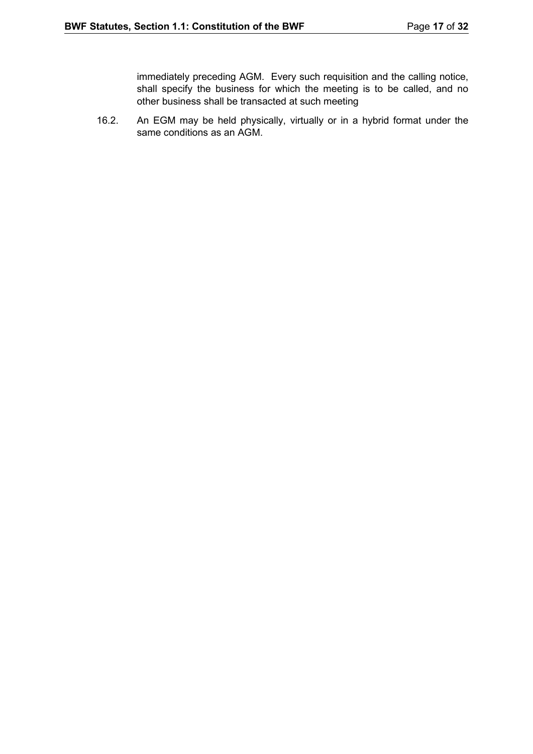immediately preceding AGM.  Every such requisition and the calling notice, shall specify the business for which the meeting is to be called, and no other business shall be transacted at such meeting

16.2. An EGM may be held physically, virtually or in a hybrid format under the same conditions as an AGM.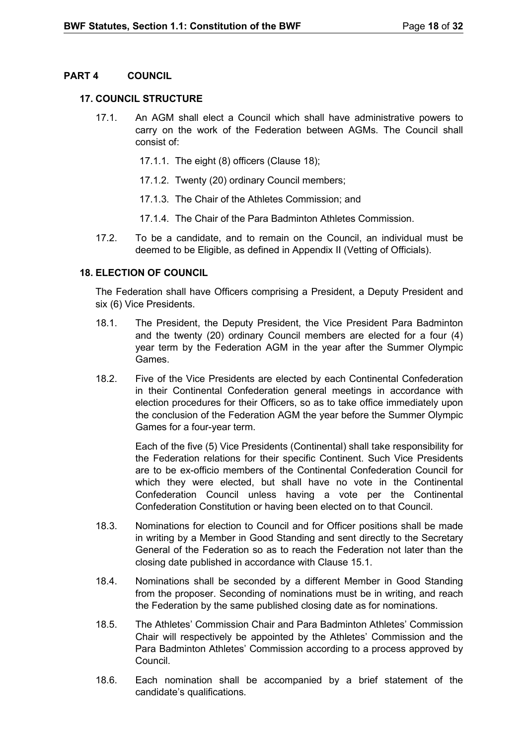## PART 4 COUNCIL

### 17. COUNCIL STRUCTURE

17.1. An AGM shall elect a Council which shall have administrative powers to carry on the work of the Federation between AGMs. The Council shall consist of:

17.1.1. The eight (8) officers (Clause 18);

17.1.2. Twenty (20) ordinary Council members;

17.1.3. The Chair of the Athletes Commission; and

17.1.4. The Chair of the Para Badminton Athletes Commission.

17.2. To be a candidate, and to remain on the Council, an individual must be deemed to be Eligible, as defined in Appendix II (Vetting of Officials).

### 18. ELECTION OF COUNCIL

The Federation shall have Officers comprising a President, a Deputy President and six (6) Vice Presidents.

18.1. The President, the Deputy President, the Vice President Para Badminton and the twenty (20) ordinary Council members are elected for a four (4) year term by the Federation AGM in the year after the Summer Olympic Games.

18.2. Five of the Vice Presidents are elected by each Continental Confederation in their Continental Confederation general meetings in accordance with election procedures for their Officers, so as to take office immediately upon the conclusion of the Federation AGM the year before the Summer Olympic Games for a four-year term.

Each of the five (5) Vice Presidents (Continental) shall take responsibility for the Federation relations for their specific Continent. Such Vice Presidents are to be ex-officio members of the Continental Confederation Council for which they were elected, but shall have no vote in the Continental Confederation Council unless having a vote per the Continental Confederation Constitution or having been elected on to that Council.

18.3. Nominations for election to Council and for Officer positions shall be made in writing by a Member in Good Standing and sent directly to the Secretary General of the Federation so as to reach the Federation not later than the closing date published in accordance with Clause 15.1.

18.4. Nominations shall be seconded by a different Member in Good Standing from the proposer. Seconding of nominations must be in writing, and reach the Federation by the same published closing date as for nominations.

18.5. The Athletes' Commission Chair and Para Badminton Athletes' Commission Chair will respectively be appointed by the Athletes' Commission and the Para Badminton Athletes' Commission according to a process approved by Council.

18.6. Each nomination shall be accompanied by a brief statement of the candidate's qualifications.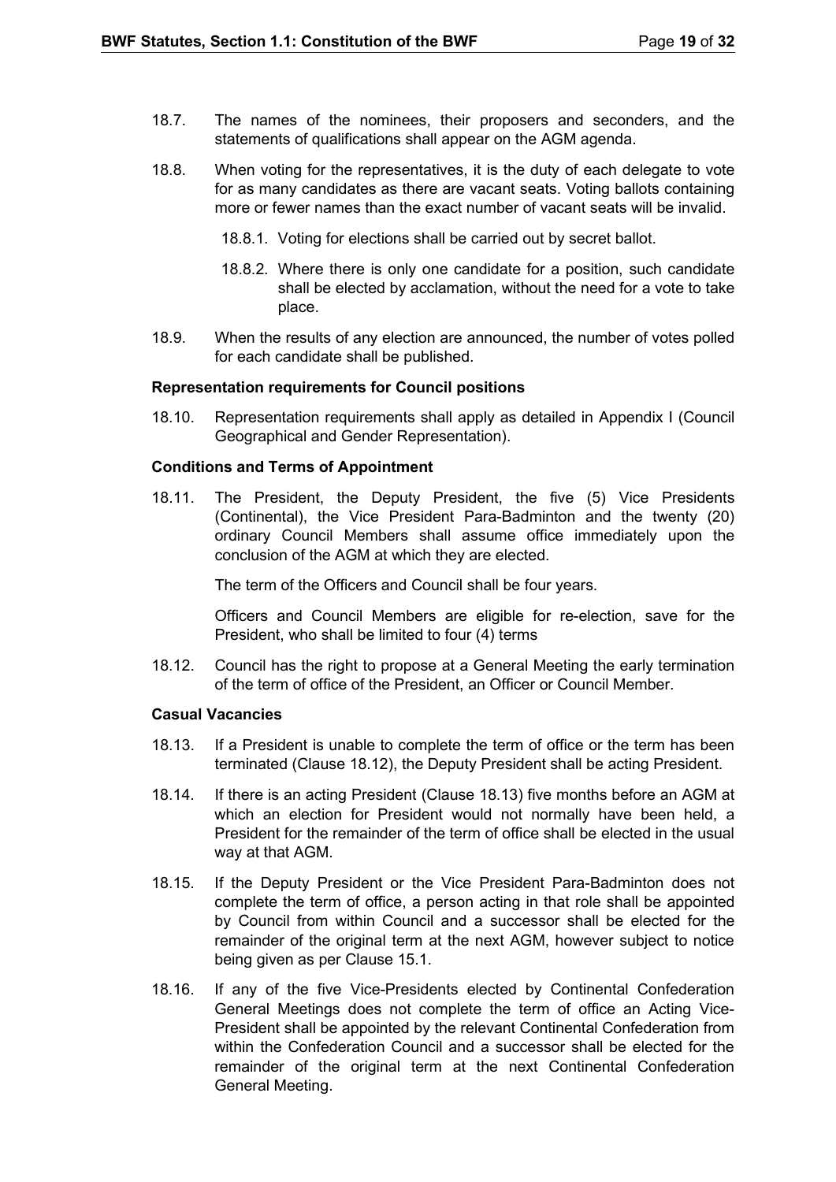18.7. The names of the nominees, their proposers and seconders, and the statements of qualifications shall appear on the AGM agenda.

18.8. When voting for the representatives, it is the duty of each delegate to vote for as many candidates as there are vacant seats. Voting ballots containing more or fewer names than the exact number of vacant seats will be invalid.

  18.8.1. Voting for elections shall be carried out by secret ballot.

  18.8.2. Where there is only one candidate for a position, such candidate shall be elected by acclamation, without the need for a vote to take place.

18.9. When the results of any election are announced, the number of votes polled for each candidate shall be published.

**Representation requirements for Council positions**

18.10. Representation requirements shall apply as detailed in Appendix I (Council Geographical and Gender Representation).

**Conditions and Terms of Appointment**

18.11. The President, the Deputy President, the five (5) Vice Presidents (Continental), the Vice President Para-Badminton and the twenty (20) ordinary Council Members shall assume office immediately upon the conclusion of the AGM at which they are elected.

The term of the Officers and Council shall be four years.

Officers and Council Members are eligible for re-election, save for the President, who shall be limited to four (4) terms

18.12. Council has the right to propose at a General Meeting the early termination of the term of office of the President, an Officer or Council Member.

**Casual Vacancies**

18.13. If a President is unable to complete the term of office or the term has been terminated (Clause 18.12), the Deputy President shall be acting President.

18.14. If there is an acting President (Clause 18.13) five months before an AGM at which an election for President would not normally have been held, a President for the remainder of the term of office shall be elected in the usual way at that AGM.

18.15. If the Deputy President or the Vice President Para-Badminton does not complete the term of office, a person acting in that role shall be appointed by Council from within Council and a successor shall be elected for the remainder of the original term at the next AGM, however subject to notice being given as per Clause 15.1.

18.16. If any of the five Vice-Presidents elected by Continental Confederation General Meetings does not complete the term of office an Acting Vice-President shall be appointed by the relevant Continental Confederation from within the Confederation Council and a successor shall be elected for the remainder of the original term at the next Continental Confederation General Meeting.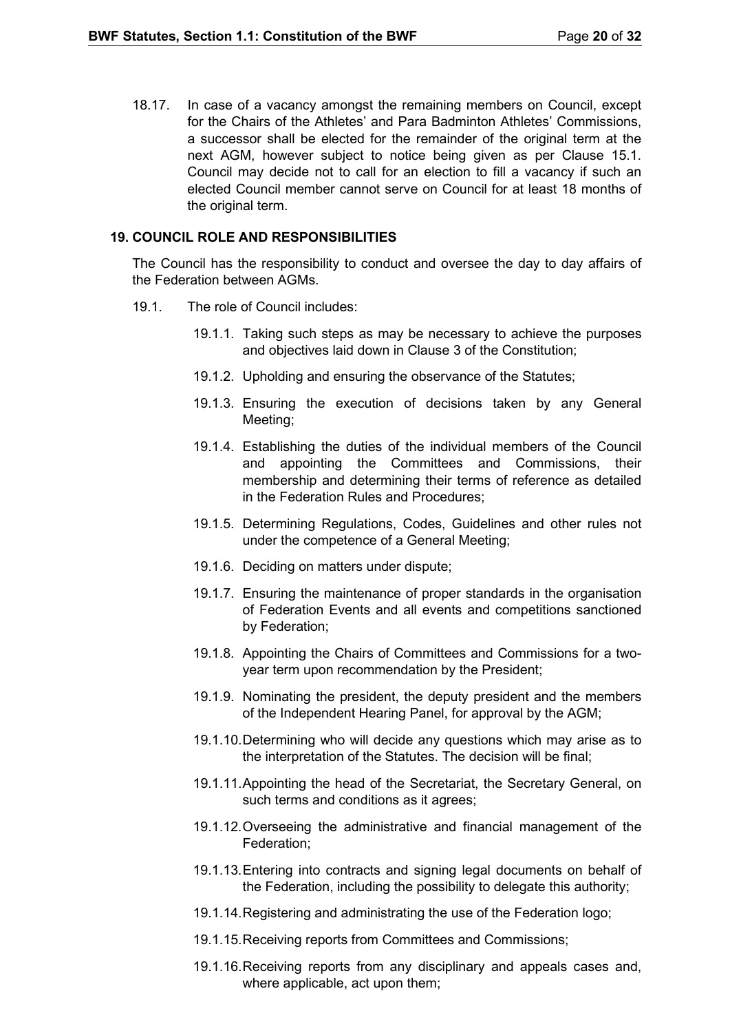18.17. In case of a vacancy amongst the remaining members on Council, except for the Chairs of the Athletes' and Para Badminton Athletes' Commissions, a successor shall be elected for the remainder of the original term at the next AGM, however subject to notice being given as per Clause 15.1. Council may decide not to call for an election to fill a vacancy if such an elected Council member cannot serve on Council for at least 18 months of the original term.

## 19. COUNCIL ROLE AND RESPONSIBILITIES

The Council has the responsibility to conduct and oversee the day to day affairs of the Federation between AGMs.

19.1. The role of Council includes:

- 19.1.1. Taking such steps as may be necessary to achieve the purposes and objectives laid down in Clause 3 of the Constitution;
- 19.1.2. Upholding and ensuring the observance of the Statutes;
- 19.1.3. Ensuring the execution of decisions taken by any General Meeting;
- 19.1.4. Establishing the duties of the individual members of the Council and appointing the Committees and Commissions, their membership and determining their terms of reference as detailed in the Federation Rules and Procedures;
- 19.1.5. Determining Regulations, Codes, Guidelines and other rules not under the competence of a General Meeting;
- 19.1.6. Deciding on matters under dispute;
- 19.1.7. Ensuring the maintenance of proper standards in the organisation of Federation Events and all events and competitions sanctioned by Federation;
- 19.1.8. Appointing the Chairs of Committees and Commissions for a two-year term upon recommendation by the President;
- 19.1.9. Nominating the president, the deputy president and the members of the Independent Hearing Panel, for approval by the AGM;
- 19.1.10. Determining who will decide any questions which may arise as to the interpretation of the Statutes. The decision will be final;
- 19.1.11. Appointing the head of the Secretariat, the Secretary General, on such terms and conditions as it agrees;
- 19.1.12. Overseeing the administrative and financial management of the Federation;
- 19.1.13. Entering into contracts and signing legal documents on behalf of the Federation, including the possibility to delegate this authority;
- 19.1.14. Registering and administrating the use of the Federation logo;
- 19.1.15. Receiving reports from Committees and Commissions;
- 19.1.16. Receiving reports from any disciplinary and appeals cases and, where applicable, act upon them;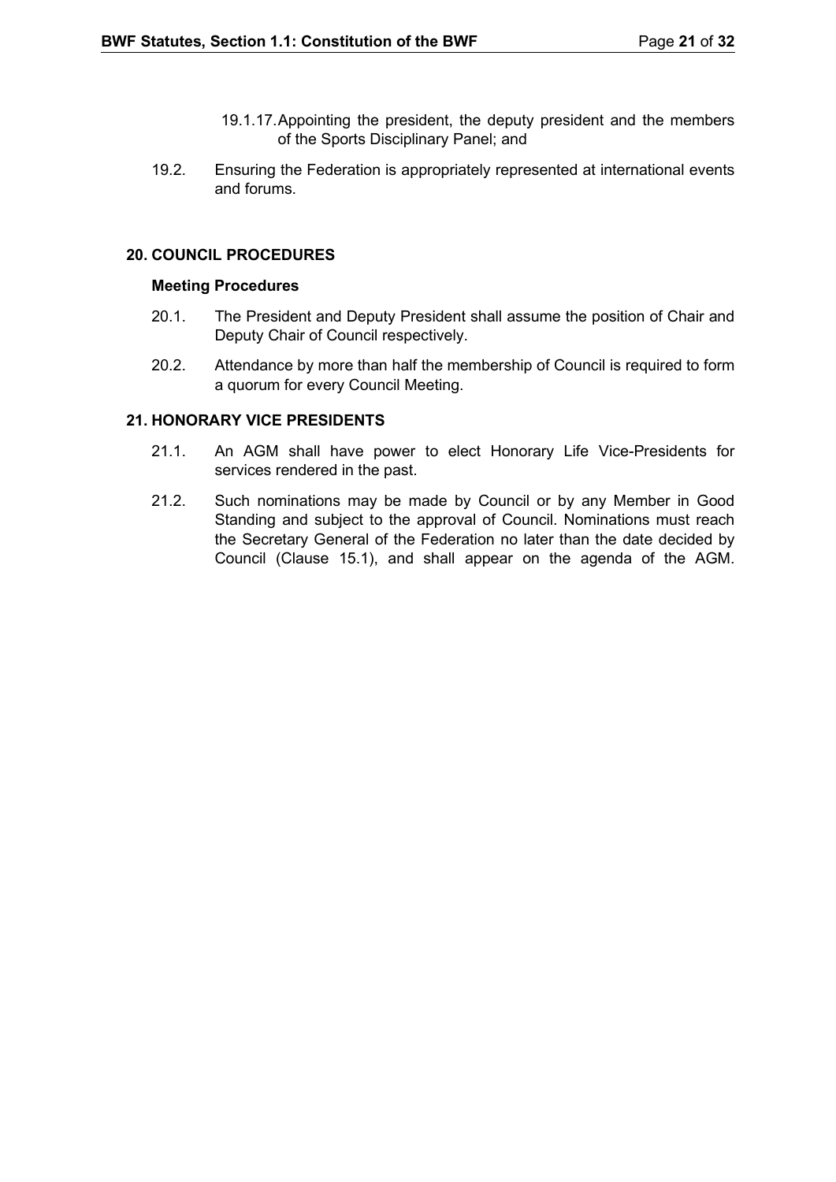19.1.17. Appointing the president, the deputy president and the members of the Sports Disciplinary Panel; and

19.2. Ensuring the Federation is appropriately represented at international events and forums.

## 20. COUNCIL PROCEDURES

### Meeting Procedures

20.1. The President and Deputy President shall assume the position of Chair and Deputy Chair of Council respectively.

20.2. Attendance by more than half the membership of Council is required to form a quorum for every Council Meeting.

## 21. HONORARY VICE PRESIDENTS

21.1. An AGM shall have power to elect Honorary Life Vice-Presidents for services rendered in the past.

21.2. Such nominations may be made by Council or by any Member in Good Standing and subject to the approval of Council. Nominations must reach the Secretary General of the Federation no later than the date decided by Council (Clause 15.1), and shall appear on the agenda of the AGM.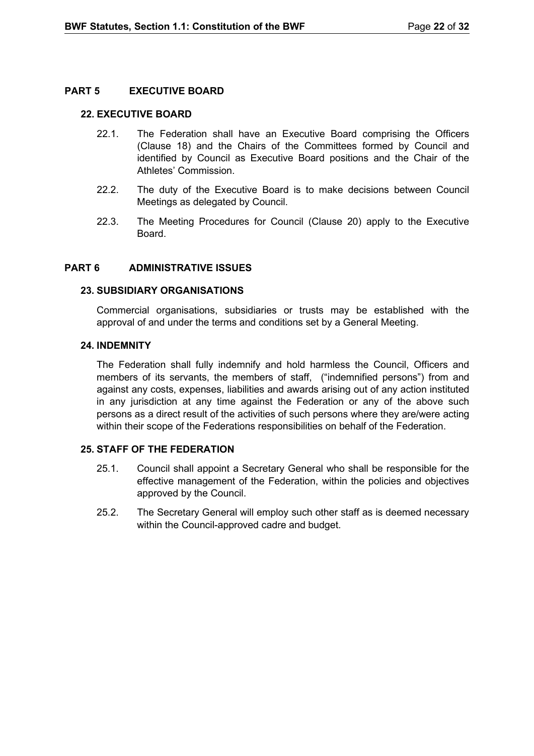## PART 5 EXECUTIVE BOARD

### 22. EXECUTIVE BOARD

22.1. The Federation shall have an Executive Board comprising the Officers (Clause 18) and the Chairs of the Committees formed by Council and identified by Council as Executive Board positions and the Chair of the Athletes' Commission.

22.2. The duty of the Executive Board is to make decisions between Council Meetings as delegated by Council.

22.3. The Meeting Procedures for Council (Clause 20) apply to the Executive Board.

## PART 6 ADMINISTRATIVE ISSUES

### 23. SUBSIDIARY ORGANISATIONS

Commercial organisations, subsidiaries or trusts may be established with the approval of and under the terms and conditions set by a General Meeting.

### 24. INDEMNITY

The Federation shall fully indemnify and hold harmless the Council, Officers and members of its servants, the members of staff, ("indemnified persons") from and against any costs, expenses, liabilities and awards arising out of any action instituted in any jurisdiction at any time against the Federation or any of the above such persons as a direct result of the activities of such persons where they are/were acting within their scope of the Federations responsibilities on behalf of the Federation.

### 25. STAFF OF THE FEDERATION

25.1. Council shall appoint a Secretary General who shall be responsible for the effective management of the Federation, within the policies and objectives approved by the Council.

25.2. The Secretary General will employ such other staff as is deemed necessary within the Council-approved cadre and budget.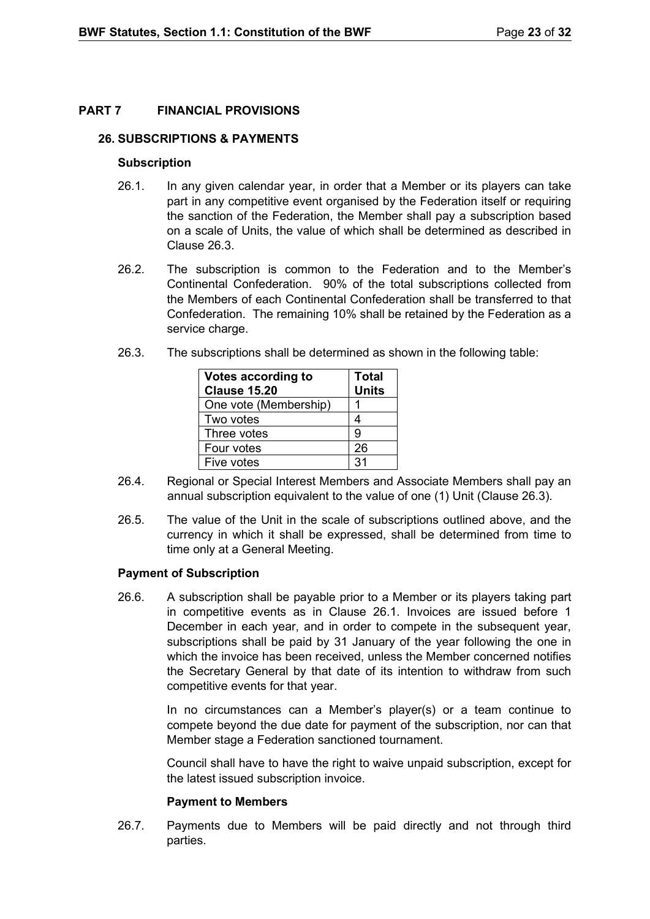## PART 7 FINANCIAL PROVISIONS

### 26. SUBSCRIPTIONS & PAYMENTS

**Subscription**

26.1. In any given calendar year, in order that a Member or its players can take part in any competitive event organised by the Federation itself or requiring the sanction of the Federation, the Member shall pay a subscription based on a scale of Units, the value of which shall be determined as described in Clause 26.3.

26.2. The subscription is common to the Federation and to the Member's Continental Confederation. 90% of the total subscriptions collected from the Members of each Continental Confederation shall be transferred to that Confederation. The remaining 10% shall be retained by the Federation as a service charge.

26.3. The subscriptions shall be determined as shown in the following table:

| Votes according to Clause 15.20 | Total Units |
|---|---|
| One vote (Membership) | 1 |
| Two votes | 4 |
| Three votes | 9 |
| Four votes | 26 |
| Five votes | 31 |

26.4. Regional or Special Interest Members and Associate Members shall pay an annual subscription equivalent to the value of one (1) Unit (Clause 26.3).

26.5. The value of the Unit in the scale of subscriptions outlined above, and the currency in which it shall be expressed, shall be determined from time to time only at a General Meeting.

**Payment of Subscription**

26.6. A subscription shall be payable prior to a Member or its players taking part in competitive events as in Clause 26.1. Invoices are issued before 1 December in each year, and in order to compete in the subsequent year, subscriptions shall be paid by 31 January of the year following the one in which the invoice has been received, unless the Member concerned notifies the Secretary General by that date of its intention to withdraw from such competitive events for that year.

In no circumstances can a Member's player(s) or a team continue to compete beyond the due date for payment of the subscription, nor can that Member stage a Federation sanctioned tournament.

Council shall have to have the right to waive unpaid subscription, except for the latest issued subscription invoice.

**Payment to Members**

26.7. Payments due to Members will be paid directly and not through third parties.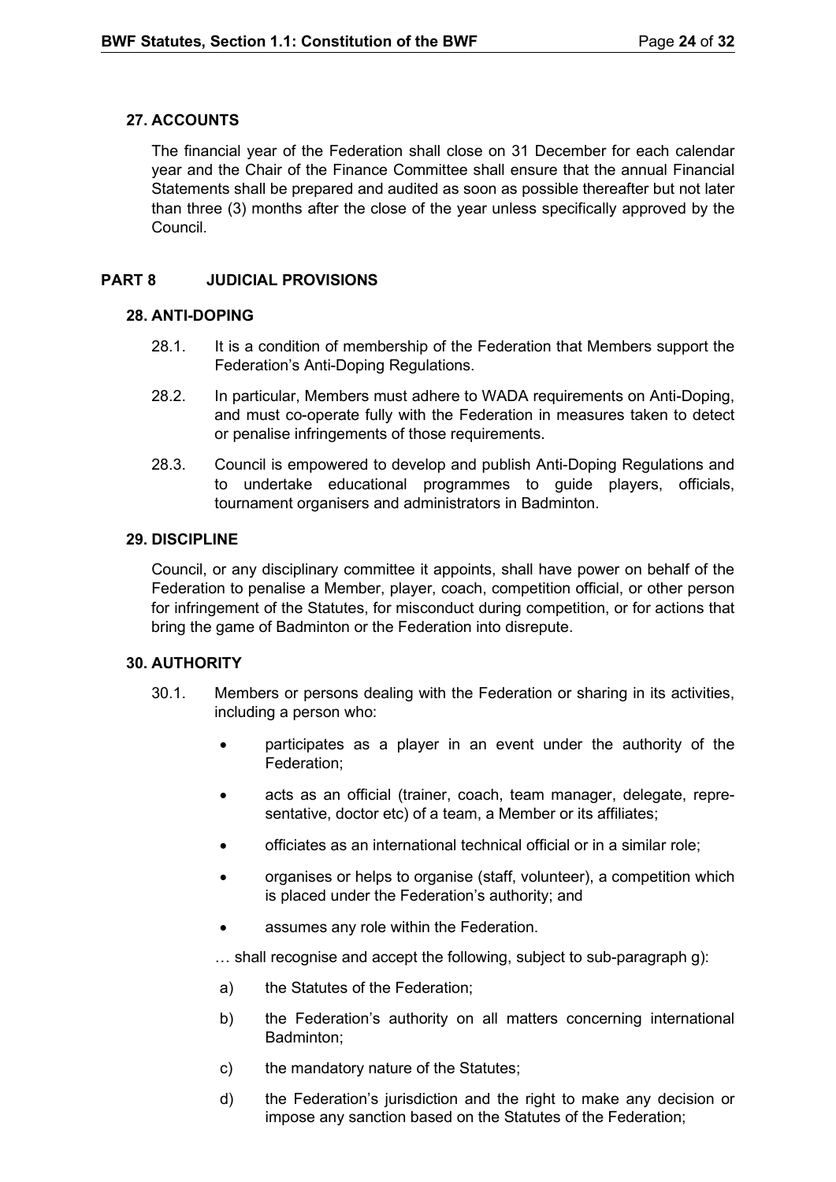### 27. ACCOUNTS

The financial year of the Federation shall close on 31 December for each calendar year and the Chair of the Finance Committee shall ensure that the annual Financial Statements shall be prepared and audited as soon as possible thereafter but not later than three (3) months after the close of the year unless specifically approved by the Council.

## PART 8 JUDICIAL PROVISIONS

### 28. ANTI-DOPING

28.1. It is a condition of membership of the Federation that Members support the Federation's Anti-Doping Regulations.

28.2. In particular, Members must adhere to WADA requirements on Anti-Doping, and must co-operate fully with the Federation in measures taken to detect or penalise infringements of those requirements.

28.3. Council is empowered to develop and publish Anti-Doping Regulations and to undertake educational programmes to guide players, officials, tournament organisers and administrators in Badminton.

### 29. DISCIPLINE

Council, or any disciplinary committee it appoints, shall have power on behalf of the Federation to penalise a Member, player, coach, competition official, or other person for infringement of the Statutes, for misconduct during competition, or for actions that bring the game of Badminton or the Federation into disrepute.

### 30. AUTHORITY

30.1. Members or persons dealing with the Federation or sharing in its activities, including a person who:

- participates as a player in an event under the authority of the Federation;
- acts as an official (trainer, coach, team manager, delegate, representative, doctor etc) of a team, a Member or its affiliates;
- officiates as an international technical official or in a similar role;
- organises or helps to organise (staff, volunteer), a competition which is placed under the Federation's authority; and
- assumes any role within the Federation.

… shall recognise and accept the following, subject to sub-paragraph g):

a) the Statutes of the Federation;

b) the Federation's authority on all matters concerning international Badminton;

c) the mandatory nature of the Statutes;

d) the Federation's jurisdiction and the right to make any decision or impose any sanction based on the Statutes of the Federation;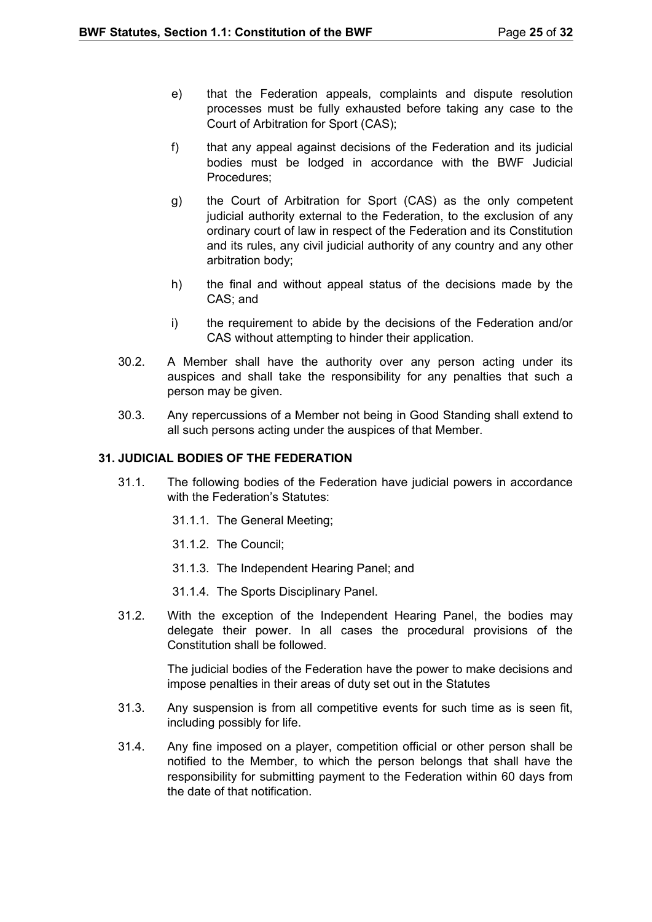e) that the Federation appeals, complaints and dispute resolution processes must be fully exhausted before taking any case to the Court of Arbitration for Sport (CAS);

f) that any appeal against decisions of the Federation and its judicial bodies must be lodged in accordance with the BWF Judicial Procedures;

g) the Court of Arbitration for Sport (CAS) as the only competent judicial authority external to the Federation, to the exclusion of any ordinary court of law in respect of the Federation and its Constitution and its rules, any civil judicial authority of any country and any other arbitration body;

h) the final and without appeal status of the decisions made by the CAS; and

i) the requirement to abide by the decisions of the Federation and/or CAS without attempting to hinder their application.

30.2. A Member shall have the authority over any person acting under its auspices and shall take the responsibility for any penalties that such a person may be given.

30.3. Any repercussions of a Member not being in Good Standing shall extend to all such persons acting under the auspices of that Member.

### 31. JUDICIAL BODIES OF THE FEDERATION

31.1. The following bodies of the Federation have judicial powers in accordance with the Federation's Statutes:

31.1.1. The General Meeting;

31.1.2. The Council;

31.1.3. The Independent Hearing Panel; and

31.1.4. The Sports Disciplinary Panel.

31.2. With the exception of the Independent Hearing Panel, the bodies may delegate their power. In all cases the procedural provisions of the Constitution shall be followed.

The judicial bodies of the Federation have the power to make decisions and impose penalties in their areas of duty set out in the Statutes

31.3. Any suspension is from all competitive events for such time as is seen fit, including possibly for life.

31.4. Any fine imposed on a player, competition official or other person shall be notified to the Member, to which the person belongs that shall have the responsibility for submitting payment to the Federation within 60 days from the date of that notification.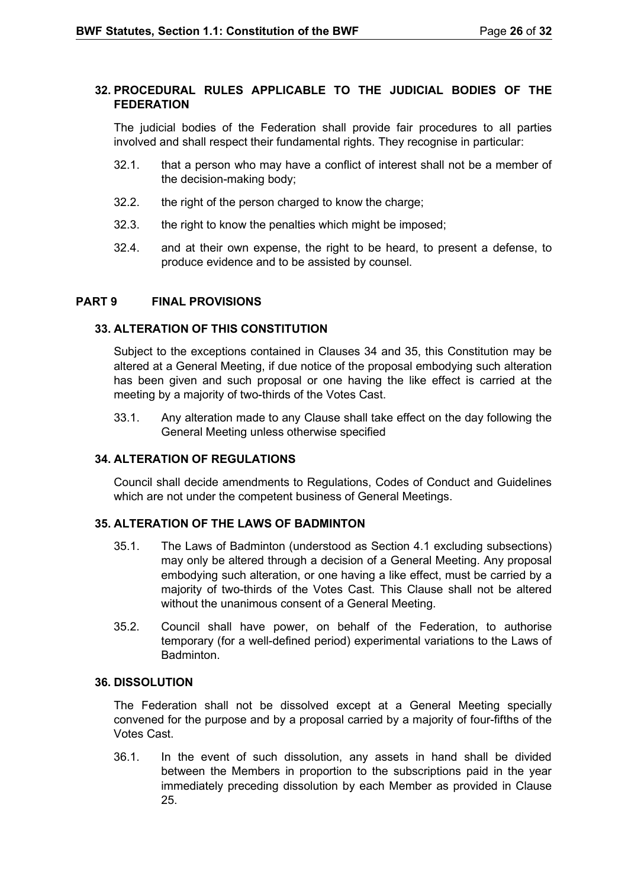### 32. PROCEDURAL RULES APPLICABLE TO THE JUDICIAL BODIES OF THE FEDERATION

The judicial bodies of the Federation shall provide fair procedures to all parties involved and shall respect their fundamental rights. They recognise in particular:

32.1. that a person who may have a conflict of interest shall not be a member of the decision-making body;

32.2. the right of the person charged to know the charge;

32.3. the right to know the penalties which might be imposed;

32.4. and at their own expense, the right to be heard, to present a defense, to produce evidence and to be assisted by counsel.

## PART 9 FINAL PROVISIONS

### 33. ALTERATION OF THIS CONSTITUTION

Subject to the exceptions contained in Clauses 34 and 35, this Constitution may be altered at a General Meeting, if due notice of the proposal embodying such alteration has been given and such proposal or one having the like effect is carried at the meeting by a majority of two-thirds of the Votes Cast.

33.1. Any alteration made to any Clause shall take effect on the day following the General Meeting unless otherwise specified

### 34. ALTERATION OF REGULATIONS

Council shall decide amendments to Regulations, Codes of Conduct and Guidelines which are not under the competent business of General Meetings.

### 35. ALTERATION OF THE LAWS OF BADMINTON

35.1. The Laws of Badminton (understood as Section 4.1 excluding subsections) may only be altered through a decision of a General Meeting. Any proposal embodying such alteration, or one having a like effect, must be carried by a majority of two-thirds of the Votes Cast. This Clause shall not be altered without the unanimous consent of a General Meeting.

35.2. Council shall have power, on behalf of the Federation, to authorise temporary (for a well-defined period) experimental variations to the Laws of Badminton.

### 36. DISSOLUTION

The Federation shall not be dissolved except at a General Meeting specially convened for the purpose and by a proposal carried by a majority of four-fifths of the Votes Cast.

36.1. In the event of such dissolution, any assets in hand shall be divided between the Members in proportion to the subscriptions paid in the year immediately preceding dissolution by each Member as provided in Clause 25.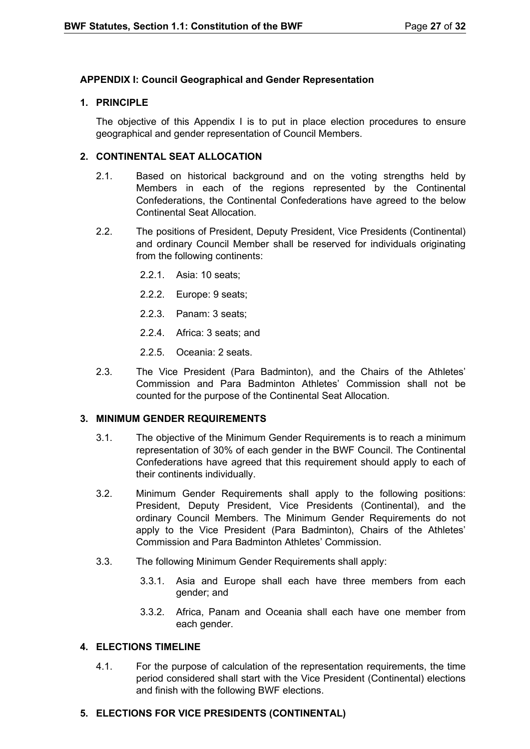## APPENDIX I: Council Geographical and Gender Representation

### 1. PRINCIPLE

The objective of this Appendix I is to put in place election procedures to ensure geographical and gender representation of Council Members.

### 2. CONTINENTAL SEAT ALLOCATION

2.1. Based on historical background and on the voting strengths held by Members in each of the regions represented by the Continental Confederations, the Continental Confederations have agreed to the below Continental Seat Allocation.

2.2. The positions of President, Deputy President, Vice Presidents (Continental) and ordinary Council Member shall be reserved for individuals originating from the following continents:

- 2.2.1. Asia: 10 seats;
- 2.2.2. Europe: 9 seats;
- 2.2.3. Panam: 3 seats;
- 2.2.4. Africa: 3 seats; and
- 2.2.5. Oceania: 2 seats.

2.3. The Vice President (Para Badminton), and the Chairs of the Athletes' Commission and Para Badminton Athletes' Commission shall not be counted for the purpose of the Continental Seat Allocation.

### 3. MINIMUM GENDER REQUIREMENTS

3.1. The objective of the Minimum Gender Requirements is to reach a minimum representation of 30% of each gender in the BWF Council. The Continental Confederations have agreed that this requirement should apply to each of their continents individually.

3.2. Minimum Gender Requirements shall apply to the following positions: President, Deputy President, Vice Presidents (Continental), and the ordinary Council Members. The Minimum Gender Requirements do not apply to the Vice President (Para Badminton), Chairs of the Athletes' Commission and Para Badminton Athletes' Commission.

3.3. The following Minimum Gender Requirements shall apply:

- 3.3.1. Asia and Europe shall each have three members from each gender; and
- 3.3.2. Africa, Panam and Oceania shall each have one member from each gender.

### 4. ELECTIONS TIMELINE

4.1. For the purpose of calculation of the representation requirements, the time period considered shall start with the Vice President (Continental) elections and finish with the following BWF elections.

### 5. ELECTIONS FOR VICE PRESIDENTS (CONTINENTAL)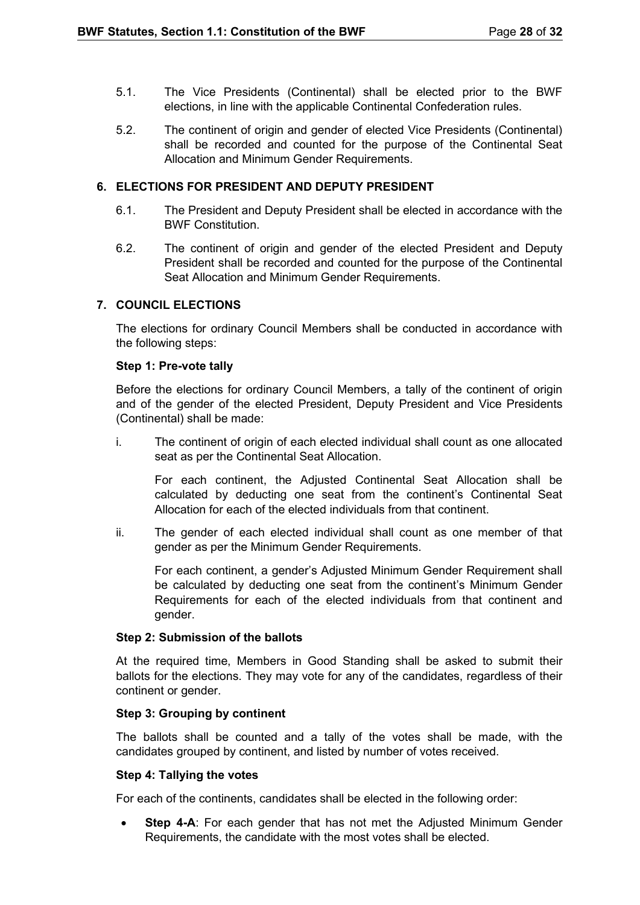5.1. The Vice Presidents (Continental) shall be elected prior to the BWF elections, in line with the applicable Continental Confederation rules.

5.2. The continent of origin and gender of elected Vice Presidents (Continental) shall be recorded and counted for the purpose of the Continental Seat Allocation and Minimum Gender Requirements.

## 6. ELECTIONS FOR PRESIDENT AND DEPUTY PRESIDENT

6.1. The President and Deputy President shall be elected in accordance with the BWF Constitution.

6.2. The continent of origin and gender of the elected President and Deputy President shall be recorded and counted for the purpose of the Continental Seat Allocation and Minimum Gender Requirements.

## 7. COUNCIL ELECTIONS

The elections for ordinary Council Members shall be conducted in accordance with the following steps:

**Step 1: Pre-vote tally**

Before the elections for ordinary Council Members, a tally of the continent of origin and of the gender of the elected President, Deputy President and Vice Presidents (Continental) shall be made:

i. The continent of origin of each elected individual shall count as one allocated seat as per the Continental Seat Allocation.

   For each continent, the Adjusted Continental Seat Allocation shall be calculated by deducting one seat from the continent's Continental Seat Allocation for each of the elected individuals from that continent.

ii. The gender of each elected individual shall count as one member of that gender as per the Minimum Gender Requirements.

   For each continent, a gender's Adjusted Minimum Gender Requirement shall be calculated by deducting one seat from the continent's Minimum Gender Requirements for each of the elected individuals from that continent and gender.

**Step 2: Submission of the ballots**

At the required time, Members in Good Standing shall be asked to submit their ballots for the elections. They may vote for any of the candidates, regardless of their continent or gender.

**Step 3: Grouping by continent**

The ballots shall be counted and a tally of the votes shall be made, with the candidates grouped by continent, and listed by number of votes received.

**Step 4: Tallying the votes**

For each of the continents, candidates shall be elected in the following order:

- **Step 4-A**: For each gender that has not met the Adjusted Minimum Gender Requirements, the candidate with the most votes shall be elected.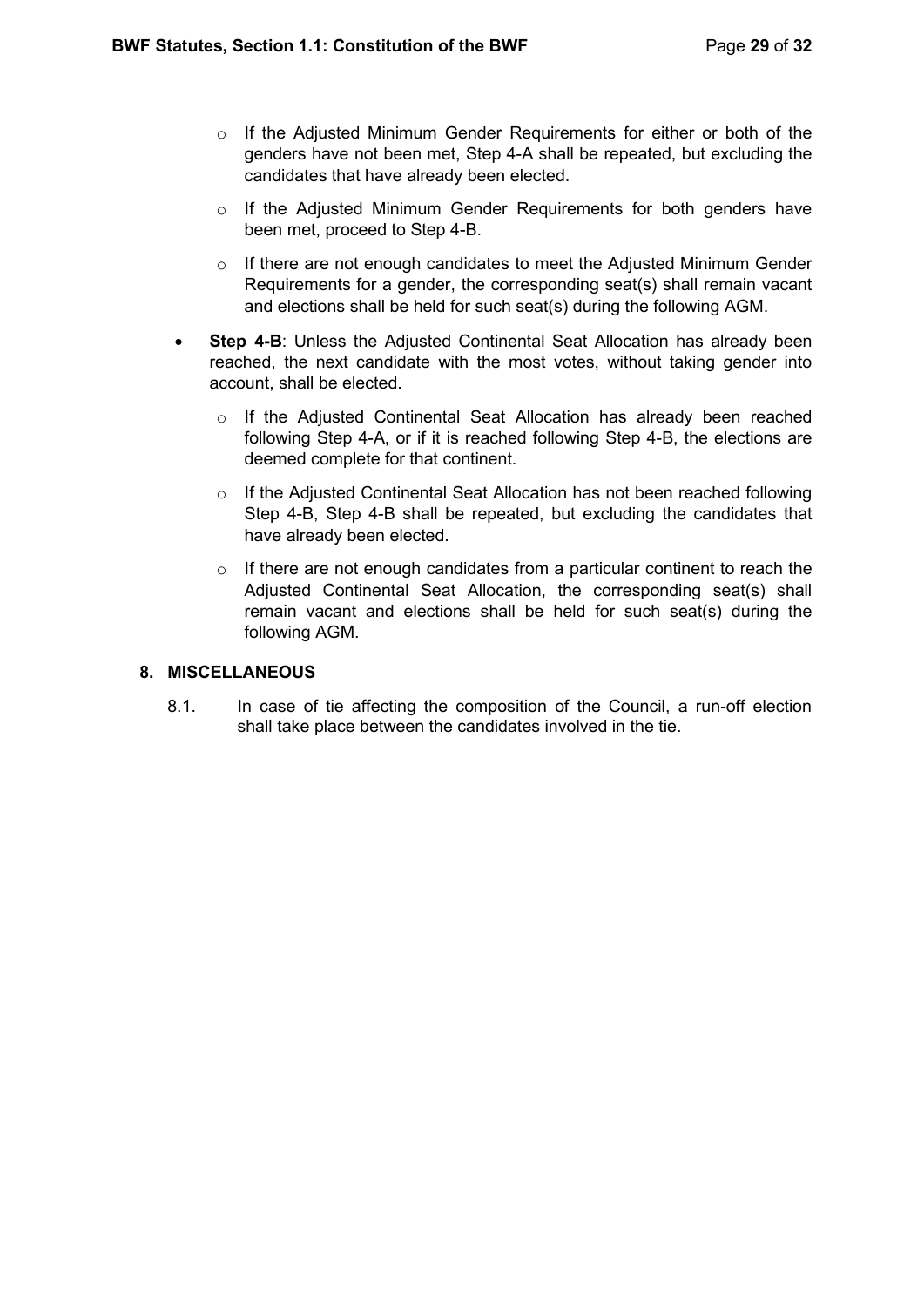- If the Adjusted Minimum Gender Requirements for either or both of the genders have not been met, Step 4-A shall be repeated, but excluding the candidates that have already been elected.
  - If the Adjusted Minimum Gender Requirements for both genders have been met, proceed to Step 4-B.
  - If there are not enough candidates to meet the Adjusted Minimum Gender Requirements for a gender, the corresponding seat(s) shall remain vacant and elections shall be held for such seat(s) during the following AGM.
- **Step 4-B**: Unless the Adjusted Continental Seat Allocation has already been reached, the next candidate with the most votes, without taking gender into account, shall be elected.
  - If the Adjusted Continental Seat Allocation has already been reached following Step 4-A, or if it is reached following Step 4-B, the elections are deemed complete for that continent.
  - If the Adjusted Continental Seat Allocation has not been reached following Step 4-B, Step 4-B shall be repeated, but excluding the candidates that have already been elected.
  - If there are not enough candidates from a particular continent to reach the Adjusted Continental Seat Allocation, the corresponding seat(s) shall remain vacant and elections shall be held for such seat(s) during the following AGM.

## 8. MISCELLANEOUS

8.1. In case of tie affecting the composition of the Council, a run-off election shall take place between the candidates involved in the tie.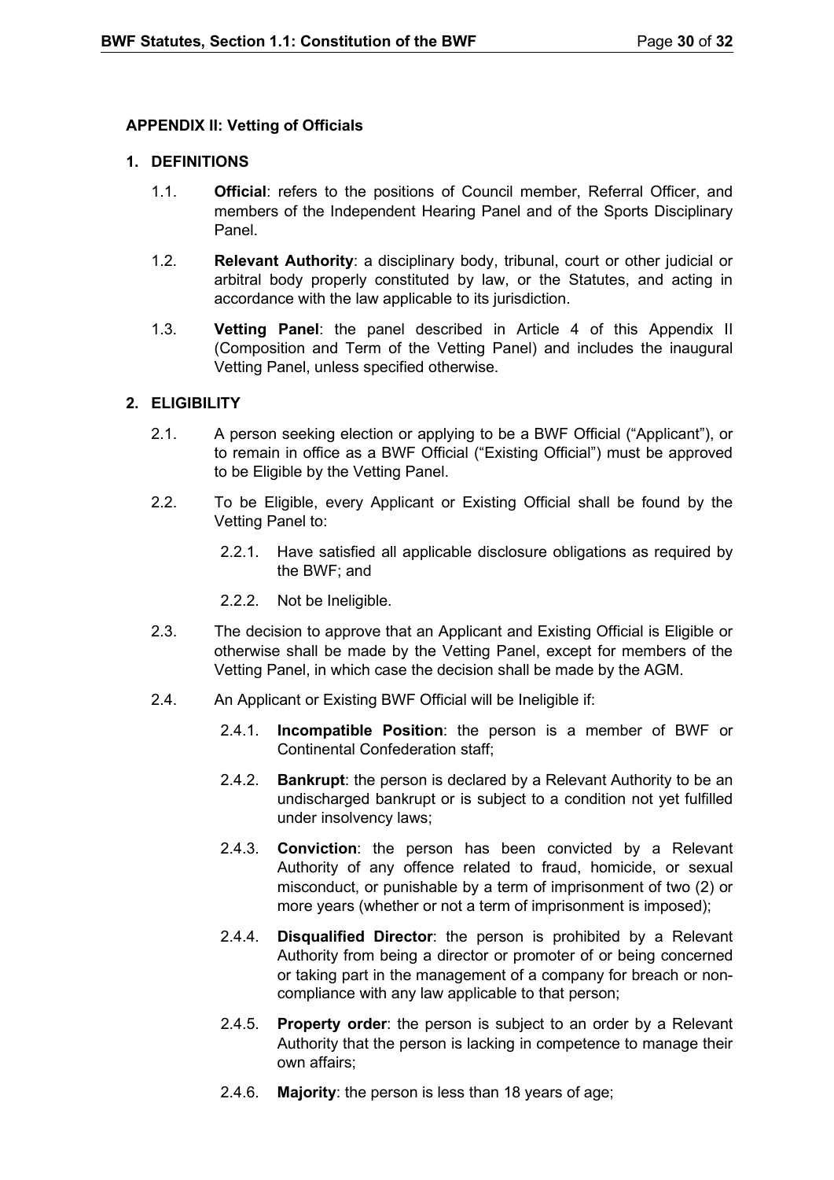### APPENDIX II: Vetting of Officials

#### 1. DEFINITIONS

1.1. **Official**: refers to the positions of Council member, Referral Officer, and members of the Independent Hearing Panel and of the Sports Disciplinary Panel.

1.2. **Relevant Authority**: a disciplinary body, tribunal, court or other judicial or arbitral body properly constituted by law, or the Statutes, and acting in accordance with the law applicable to its jurisdiction.

1.3. **Vetting Panel**: the panel described in Article 4 of this Appendix II (Composition and Term of the Vetting Panel) and includes the inaugural Vetting Panel, unless specified otherwise.

#### 2. ELIGIBILITY

2.1. A person seeking election or applying to be a BWF Official ("Applicant"), or to remain in office as a BWF Official ("Existing Official") must be approved to be Eligible by the Vetting Panel.

2.2. To be Eligible, every Applicant or Existing Official shall be found by the Vetting Panel to:

2.2.1. Have satisfied all applicable disclosure obligations as required by the BWF; and

2.2.2. Not be Ineligible.

2.3. The decision to approve that an Applicant and Existing Official is Eligible or otherwise shall be made by the Vetting Panel, except for members of the Vetting Panel, in which case the decision shall be made by the AGM.

2.4. An Applicant or Existing BWF Official will be Ineligible if:

2.4.1. **Incompatible Position**: the person is a member of BWF or Continental Confederation staff;

2.4.2. **Bankrupt**: the person is declared by a Relevant Authority to be an undischarged bankrupt or is subject to a condition not yet fulfilled under insolvency laws;

2.4.3. **Conviction**: the person has been convicted by a Relevant Authority of any offence related to fraud, homicide, or sexual misconduct, or punishable by a term of imprisonment of two (2) or more years (whether or not a term of imprisonment is imposed);

2.4.4. **Disqualified Director**: the person is prohibited by a Relevant Authority from being a director or promoter of or being concerned or taking part in the management of a company for breach or non-compliance with any law applicable to that person;

2.4.5. **Property order**: the person is subject to an order by a Relevant Authority that the person is lacking in competence to manage their own affairs;

2.4.6. **Majority**: the person is less than 18 years of age;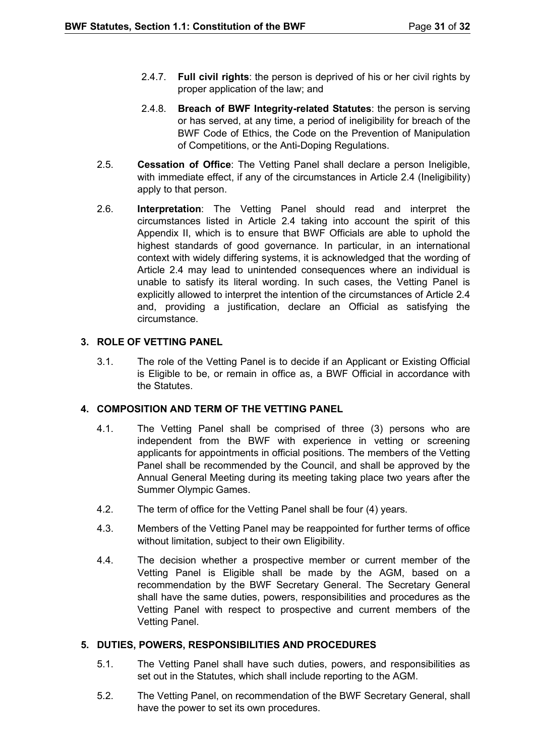2.4.7. **Full civil rights**: the person is deprived of his or her civil rights by proper application of the law; and

2.4.8. **Breach of BWF Integrity-related Statutes**: the person is serving or has served, at any time, a period of ineligibility for breach of the BWF Code of Ethics, the Code on the Prevention of Manipulation of Competitions, or the Anti-Doping Regulations.

2.5. **Cessation of Office**: The Vetting Panel shall declare a person Ineligible, with immediate effect, if any of the circumstances in Article 2.4 (Ineligibility) apply to that person.

2.6. **Interpretation**: The Vetting Panel should read and interpret the circumstances listed in Article 2.4 taking into account the spirit of this Appendix II, which is to ensure that BWF Officials are able to uphold the highest standards of good governance. In particular, in an international context with widely differing systems, it is acknowledged that the wording of Article 2.4 may lead to unintended consequences where an individual is unable to satisfy its literal wording. In such cases, the Vetting Panel is explicitly allowed to interpret the intention of the circumstances of Article 2.4 and, providing a justification, declare an Official as satisfying the circumstance.

## 3. ROLE OF VETTING PANEL

3.1. The role of the Vetting Panel is to decide if an Applicant or Existing Official is Eligible to be, or remain in office as, a BWF Official in accordance with the Statutes.

## 4. COMPOSITION AND TERM OF THE VETTING PANEL

4.1. The Vetting Panel shall be comprised of three (3) persons who are independent from the BWF with experience in vetting or screening applicants for appointments in official positions. The members of the Vetting Panel shall be recommended by the Council, and shall be approved by the Annual General Meeting during its meeting taking place two years after the Summer Olympic Games.

4.2. The term of office for the Vetting Panel shall be four (4) years.

4.3. Members of the Vetting Panel may be reappointed for further terms of office without limitation, subject to their own Eligibility.

4.4. The decision whether a prospective member or current member of the Vetting Panel is Eligible shall be made by the AGM, based on a recommendation by the BWF Secretary General. The Secretary General shall have the same duties, powers, responsibilities and procedures as the Vetting Panel with respect to prospective and current members of the Vetting Panel.

## 5. DUTIES, POWERS, RESPONSIBILITIES AND PROCEDURES

5.1. The Vetting Panel shall have such duties, powers, and responsibilities as set out in the Statutes, which shall include reporting to the AGM.

5.2. The Vetting Panel, on recommendation of the BWF Secretary General, shall have the power to set its own procedures.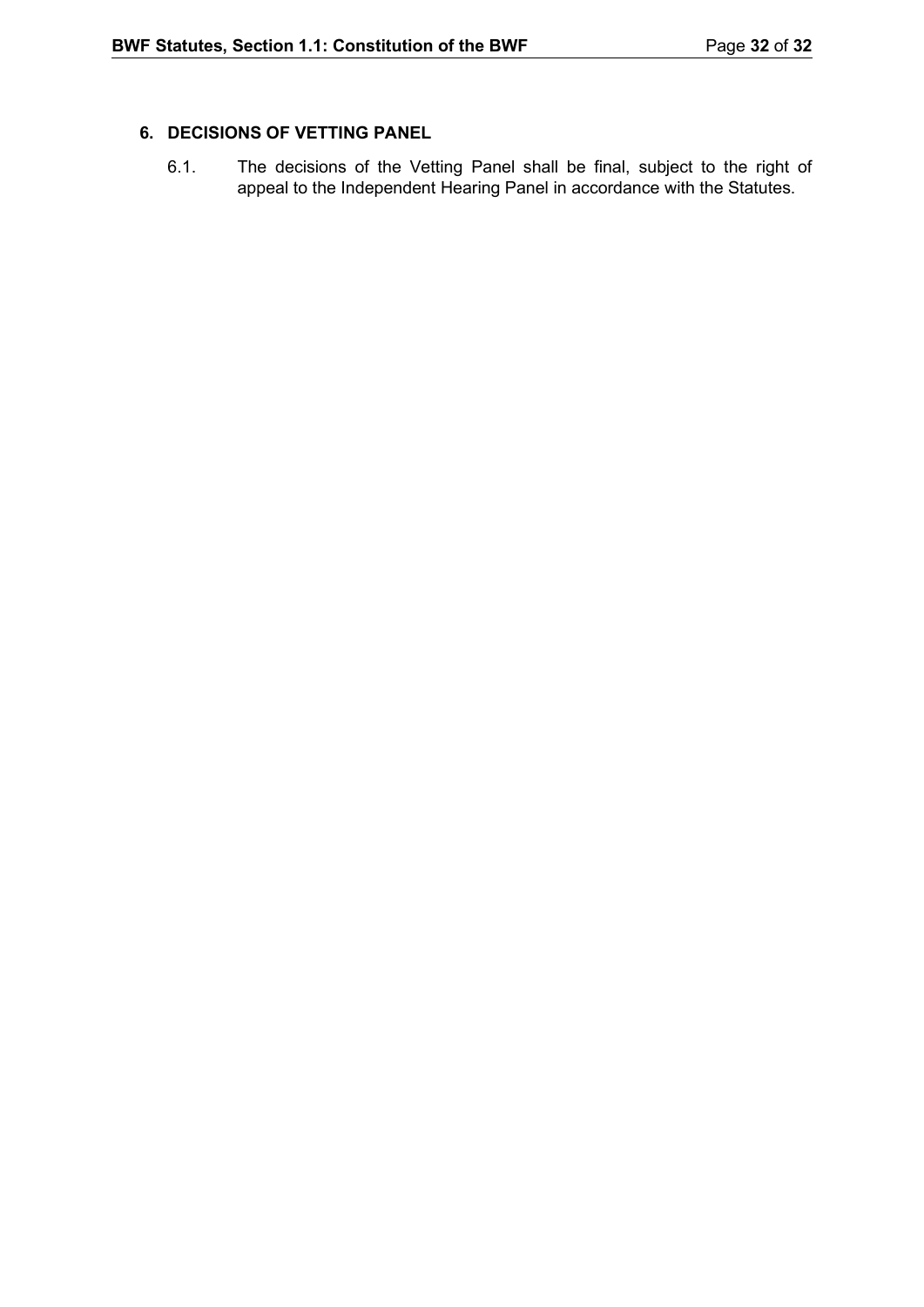## 6. DECISIONS OF VETTING PANEL

6.1. The decisions of the Vetting Panel shall be final, subject to the right of appeal to the Independent Hearing Panel in accordance with the Statutes.